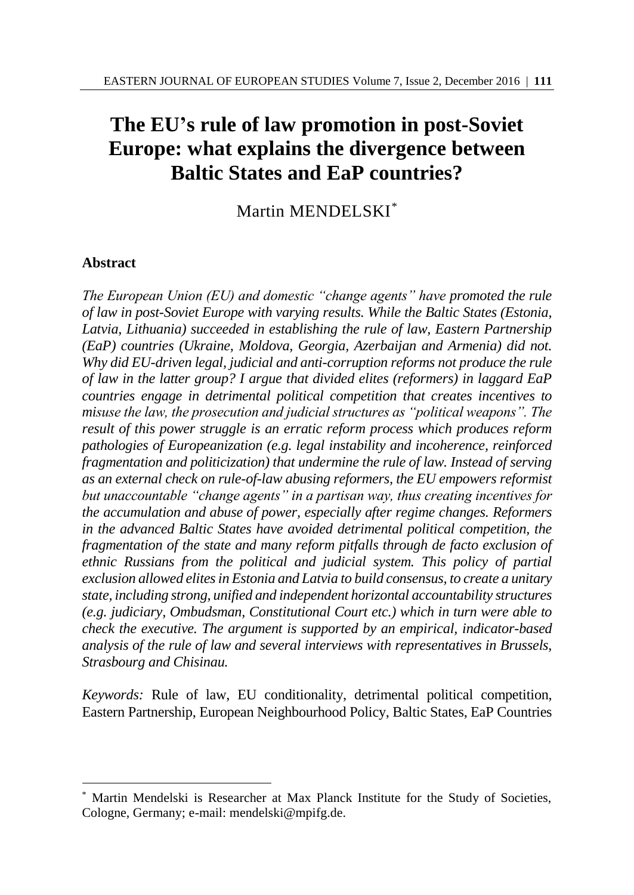# The EU's rule of law promotion in post-Soviet Europe: what explains the divergence between Baltic States and EaP countries?

Martin MENDELSKI[*]

## Abstract

*The European Union (EU) and domestic "change agents" have promoted the rule of law in post-Soviet Europe with varying results. While the Baltic States (Estonia, Latvia, Lithuania) succeeded in establishing the rule of law, Eastern Partnership (EaP) countries (Ukraine, Moldova, Georgia, Azerbaijan and Armenia) did not. Why did EU-driven legal, judicial and anti-corruption reforms not produce the rule of law in the latter group? I argue that divided elites (reformers) in laggard EaP countries engage in detrimental political competition that creates incentives to misuse the law, the prosecution and judicial structures as "political weapons". The result of this power struggle is an erratic reform process which produces reform pathologies of Europeanization (e.g. legal instability and incoherence, reinforced fragmentation and politicization) that undermine the rule of law. Instead of serving as an external check on rule-of-law abusing reformers, the EU empowers reformist but unaccountable "change agents" in a partisan way, thus creating incentives for the accumulation and abuse of power, especially after regime changes. Reformers in the advanced Baltic States have avoided detrimental political competition, the fragmentation of the state and many reform pitfalls through de facto exclusion of ethnic Russians from the political and judicial system. This policy of partial exclusion allowed elites in Estonia and Latvia to build consensus, to create a unitary state, including strong, unified and independent horizontal accountability structures (e.g. judiciary, Ombudsman, Constitutional Court etc.) which in turn were able to check the executive. The argument is supported by an empirical, indicator-based analysis of the rule of law and several interviews with representatives in Brussels, Strasbourg and Chisinau.*

*Keywords:* Rule of law, EU conditionality, detrimental political competition, Eastern Partnership, European Neighbourhood Policy, Baltic States, EaP Countries

---

[*] Martin Mendelski is Researcher at Max Planck Institute for the Study of Societies, Cologne, Germany; e-mail: mendelski@mpifg.de.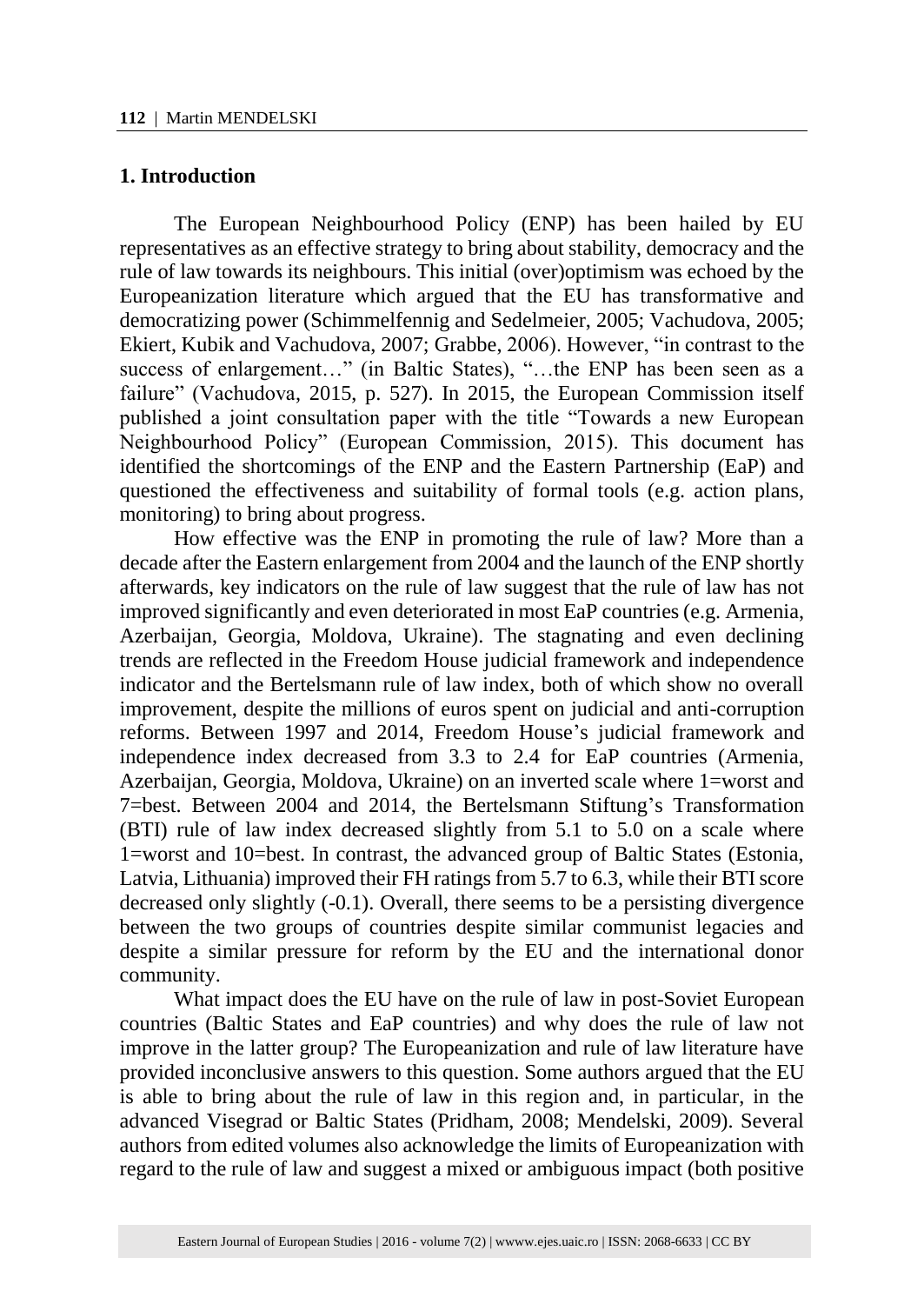## 1. Introduction

The European Neighbourhood Policy (ENP) has been hailed by EU representatives as an effective strategy to bring about stability, democracy and the rule of law towards its neighbours. This initial (over)optimism was echoed by the Europeanization literature which argued that the EU has transformative and democratizing power (Schimmelfennig and Sedelmeier, 2005; Vachudova, 2005; Ekiert, Kubik and Vachudova, 2007; Grabbe, 2006). However, "in contrast to the success of enlargement…" (in Baltic States), "…the ENP has been seen as a failure" (Vachudova, 2015, p. 527). In 2015, the European Commission itself published a joint consultation paper with the title "Towards a new European Neighbourhood Policy" (European Commission, 2015). This document has identified the shortcomings of the ENP and the Eastern Partnership (EaP) and questioned the effectiveness and suitability of formal tools (e.g. action plans, monitoring) to bring about progress.

How effective was the ENP in promoting the rule of law? More than a decade after the Eastern enlargement from 2004 and the launch of the ENP shortly afterwards, key indicators on the rule of law suggest that the rule of law has not improved significantly and even deteriorated in most EaP countries (e.g. Armenia, Azerbaijan, Georgia, Moldova, Ukraine). The stagnating and even declining trends are reflected in the Freedom House judicial framework and independence indicator and the Bertelsmann rule of law index, both of which show no overall improvement, despite the millions of euros spent on judicial and anti-corruption reforms. Between 1997 and 2014, Freedom House's judicial framework and independence index decreased from 3.3 to 2.4 for EaP countries (Armenia, Azerbaijan, Georgia, Moldova, Ukraine) on an inverted scale where 1=worst and 7=best. Between 2004 and 2014, the Bertelsmann Stiftung's Transformation (BTI) rule of law index decreased slightly from 5.1 to 5.0 on a scale where 1=worst and 10=best. In contrast, the advanced group of Baltic States (Estonia, Latvia, Lithuania) improved their FH ratings from 5.7 to 6.3, while their BTI score decreased only slightly (-0.1). Overall, there seems to be a persisting divergence between the two groups of countries despite similar communist legacies and despite a similar pressure for reform by the EU and the international donor community.

What impact does the EU have on the rule of law in post-Soviet European countries (Baltic States and EaP countries) and why does the rule of law not improve in the latter group? The Europeanization and rule of law literature have provided inconclusive answers to this question. Some authors argued that the EU is able to bring about the rule of law in this region and, in particular, in the advanced Visegrad or Baltic States (Pridham, 2008; Mendelski, 2009). Several authors from edited volumes also acknowledge the limits of Europeanization with regard to the rule of law and suggest a mixed or ambiguous impact (both positive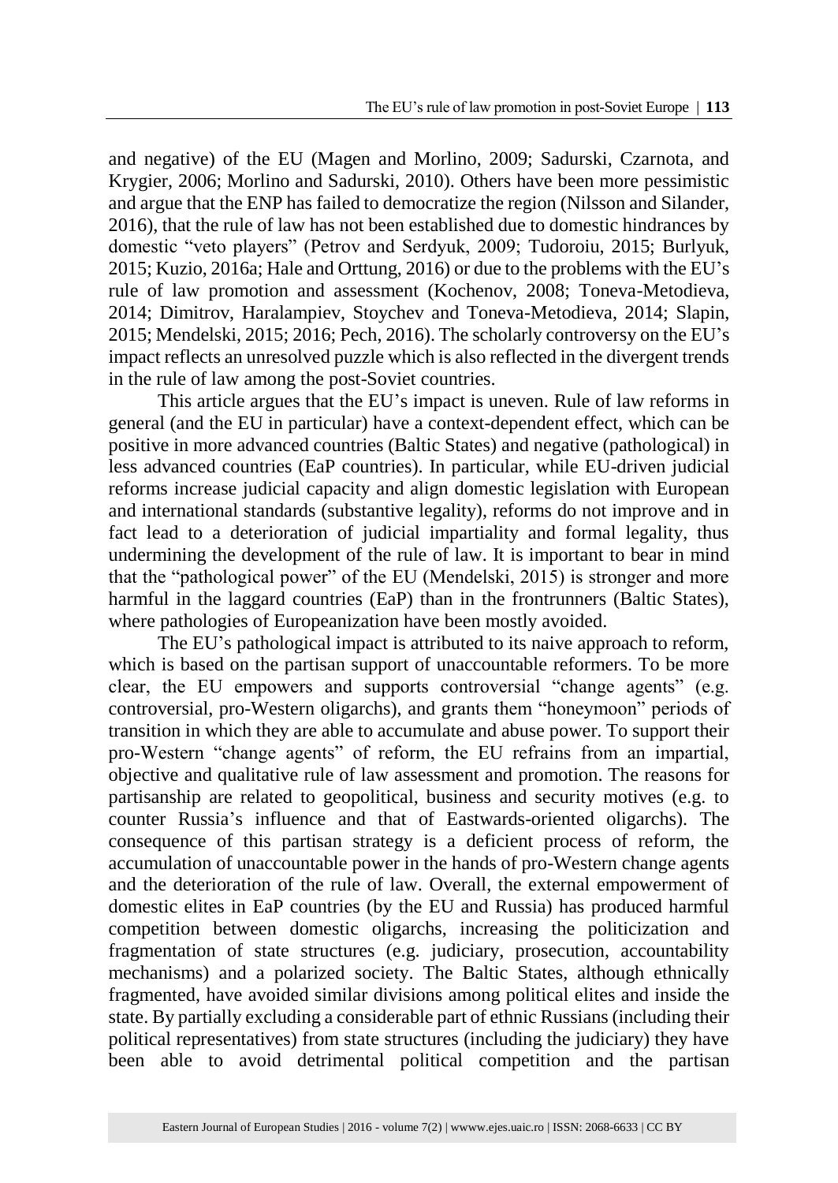and negative) of the EU (Magen and Morlino, 2009; Sadurski, Czarnota, and Krygier, 2006; Morlino and Sadurski, 2010). Others have been more pessimistic and argue that the ENP has failed to democratize the region (Nilsson and Silander, 2016), that the rule of law has not been established due to domestic hindrances by domestic "veto players" (Petrov and Serdyuk, 2009; Tudoroiu, 2015; Burlyuk, 2015; Kuzio, 2016a; Hale and Orttung, 2016) or due to the problems with the EU's rule of law promotion and assessment (Kochenov, 2008; Toneva-Metodieva, 2014; Dimitrov, Haralampiev, Stoychev and Toneva-Metodieva, 2014; Slapin, 2015; Mendelski, 2015; 2016; Pech, 2016). The scholarly controversy on the EU's impact reflects an unresolved puzzle which is also reflected in the divergent trends in the rule of law among the post-Soviet countries.

This article argues that the EU's impact is uneven. Rule of law reforms in general (and the EU in particular) have a context-dependent effect, which can be positive in more advanced countries (Baltic States) and negative (pathological) in less advanced countries (EaP countries). In particular, while EU-driven judicial reforms increase judicial capacity and align domestic legislation with European and international standards (substantive legality), reforms do not improve and in fact lead to a deterioration of judicial impartiality and formal legality, thus undermining the development of the rule of law. It is important to bear in mind that the "pathological power" of the EU (Mendelski, 2015) is stronger and more harmful in the laggard countries (EaP) than in the frontrunners (Baltic States), where pathologies of Europeanization have been mostly avoided.

The EU's pathological impact is attributed to its naive approach to reform, which is based on the partisan support of unaccountable reformers. To be more clear, the EU empowers and supports controversial "change agents" (e.g. controversial, pro-Western oligarchs), and grants them "honeymoon" periods of transition in which they are able to accumulate and abuse power. To support their pro-Western "change agents" of reform, the EU refrains from an impartial, objective and qualitative rule of law assessment and promotion. The reasons for partisanship are related to geopolitical, business and security motives (e.g. to counter Russia's influence and that of Eastwards-oriented oligarchs). The consequence of this partisan strategy is a deficient process of reform, the accumulation of unaccountable power in the hands of pro-Western change agents and the deterioration of the rule of law. Overall, the external empowerment of domestic elites in EaP countries (by the EU and Russia) has produced harmful competition between domestic oligarchs, increasing the politicization and fragmentation of state structures (e.g. judiciary, prosecution, accountability mechanisms) and a polarized society. The Baltic States, although ethnically fragmented, have avoided similar divisions among political elites and inside the state. By partially excluding a considerable part of ethnic Russians (including their political representatives) from state structures (including the judiciary) they have been able to avoid detrimental political competition and the partisan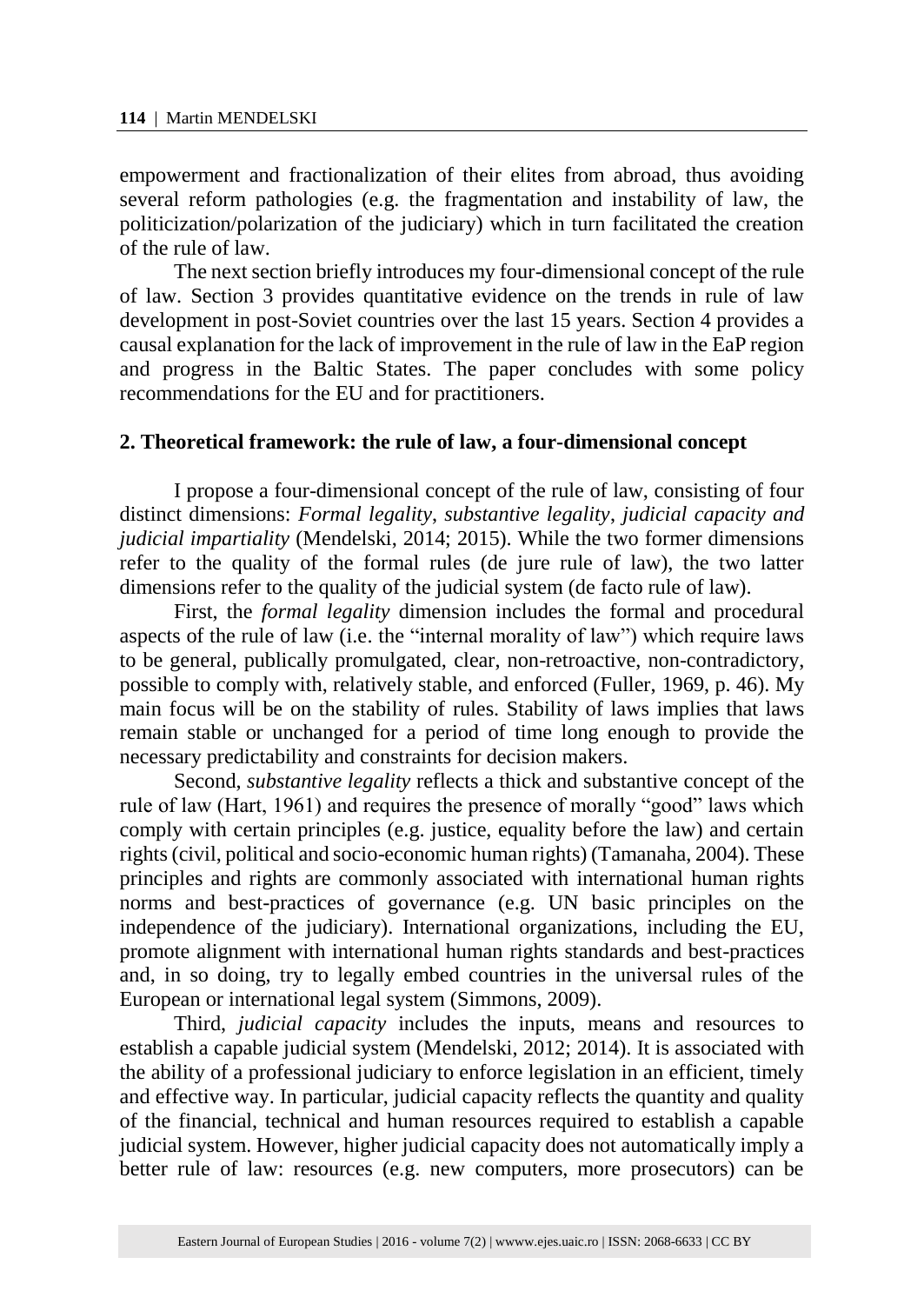empowerment and fractionalization of their elites from abroad, thus avoiding several reform pathologies (e.g. the fragmentation and instability of law, the politicization/polarization of the judiciary) which in turn facilitated the creation of the rule of law.

The next section briefly introduces my four-dimensional concept of the rule of law. Section 3 provides quantitative evidence on the trends in rule of law development in post-Soviet countries over the last 15 years. Section 4 provides a causal explanation for the lack of improvement in the rule of law in the EaP region and progress in the Baltic States. The paper concludes with some policy recommendations for the EU and for practitioners.

## 2. Theoretical framework: the rule of law, a four-dimensional concept

I propose a four-dimensional concept of the rule of law, consisting of four distinct dimensions: *Formal legality*, *substantive legality*, *judicial capacity and judicial impartiality* (Mendelski, 2014; 2015). While the two former dimensions refer to the quality of the formal rules (de jure rule of law), the two latter dimensions refer to the quality of the judicial system (de facto rule of law).

First, the *formal legality* dimension includes the formal and procedural aspects of the rule of law (i.e. the "internal morality of law") which require laws to be general, publically promulgated, clear, non-retroactive, non-contradictory, possible to comply with, relatively stable, and enforced (Fuller, 1969, p. 46). My main focus will be on the stability of rules. Stability of laws implies that laws remain stable or unchanged for a period of time long enough to provide the necessary predictability and constraints for decision makers.

Second, *substantive legality* reflects a thick and substantive concept of the rule of law (Hart, 1961) and requires the presence of morally "good" laws which comply with certain principles (e.g. justice, equality before the law) and certain rights (civil, political and socio-economic human rights) (Tamanaha, 2004). These principles and rights are commonly associated with international human rights norms and best-practices of governance (e.g. UN basic principles on the independence of the judiciary). International organizations, including the EU, promote alignment with international human rights standards and best-practices and, in so doing, try to legally embed countries in the universal rules of the European or international legal system (Simmons, 2009).

Third, *judicial capacity* includes the inputs, means and resources to establish a capable judicial system (Mendelski, 2012; 2014). It is associated with the ability of a professional judiciary to enforce legislation in an efficient, timely and effective way. In particular, judicial capacity reflects the quantity and quality of the financial, technical and human resources required to establish a capable judicial system. However, higher judicial capacity does not automatically imply a better rule of law: resources (e.g. new computers, more prosecutors) can be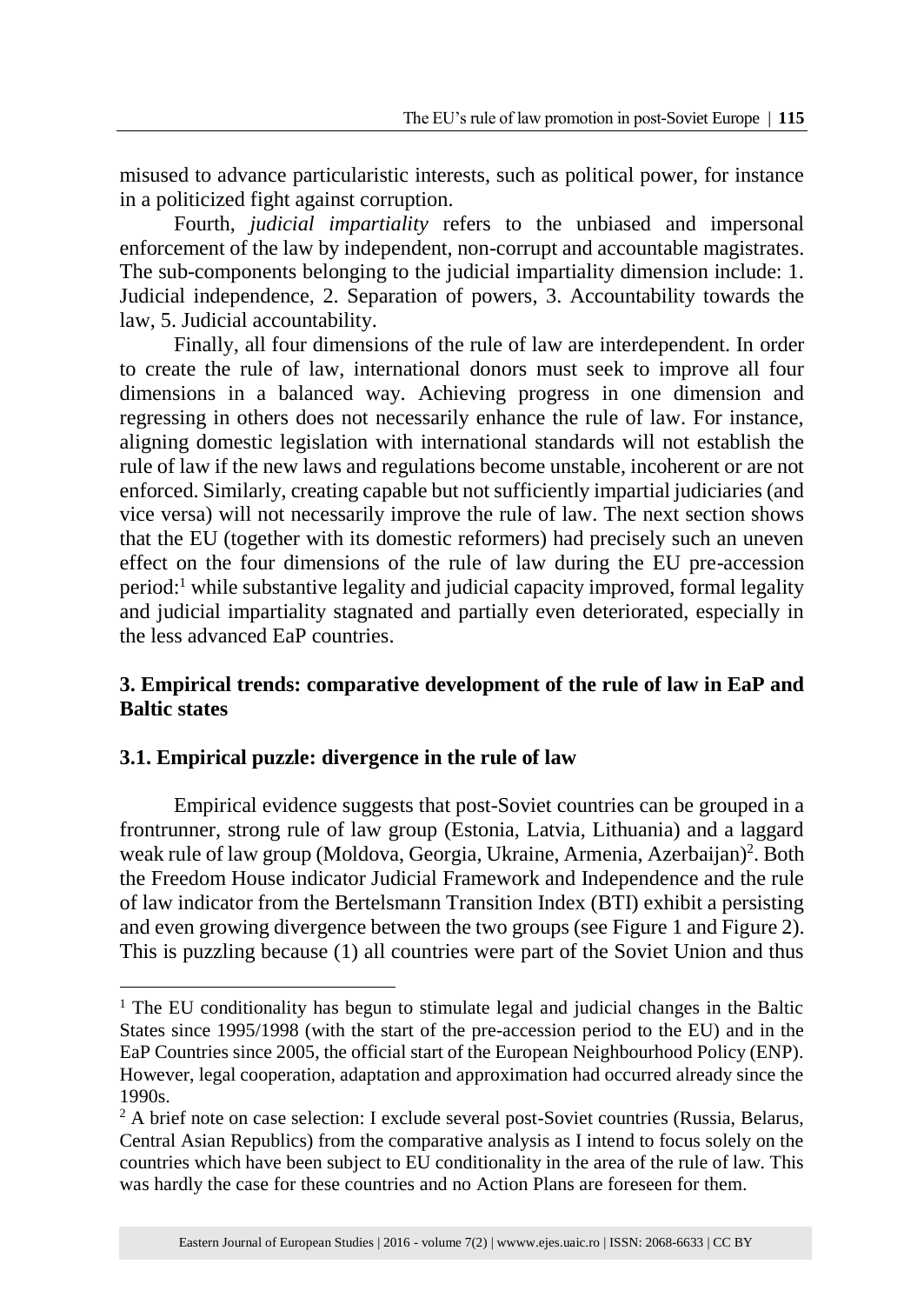misused to advance particularistic interests, such as political power, for instance in a politicized fight against corruption.

Fourth, *judicial impartiality* refers to the unbiased and impersonal enforcement of the law by independent, non-corrupt and accountable magistrates. The sub-components belonging to the judicial impartiality dimension include: 1. Judicial independence, 2. Separation of powers, 3. Accountability towards the law, 5. Judicial accountability.

Finally, all four dimensions of the rule of law are interdependent. In order to create the rule of law, international donors must seek to improve all four dimensions in a balanced way. Achieving progress in one dimension and regressing in others does not necessarily enhance the rule of law. For instance, aligning domestic legislation with international standards will not establish the rule of law if the new laws and regulations become unstable, incoherent or are not enforced. Similarly, creating capable but not sufficiently impartial judiciaries (and vice versa) will not necessarily improve the rule of law. The next section shows that the EU (together with its domestic reformers) had precisely such an uneven effect on the four dimensions of the rule of law during the EU pre-accession period:[1] while substantive legality and judicial capacity improved, formal legality and judicial impartiality stagnated and partially even deteriorated, especially in the less advanced EaP countries.

## 3. Empirical trends: comparative development of the rule of law in EaP and Baltic states

### 3.1. Empirical puzzle: divergence in the rule of law

Empirical evidence suggests that post-Soviet countries can be grouped in a frontrunner, strong rule of law group (Estonia, Latvia, Lithuania) and a laggard weak rule of law group (Moldova, Georgia, Ukraine, Armenia, Azerbaijan)[2]. Both the Freedom House indicator Judicial Framework and Independence and the rule of law indicator from the Bertelsmann Transition Index (BTI) exhibit a persisting and even growing divergence between the two groups (see Figure 1 and Figure 2). This is puzzling because (1) all countries were part of the Soviet Union and thus

---

[1] The EU conditionality has begun to stimulate legal and judicial changes in the Baltic States since 1995/1998 (with the start of the pre-accession period to the EU) and in the EaP Countries since 2005, the official start of the European Neighbourhood Policy (ENP). However, legal cooperation, adaptation and approximation had occurred already since the 1990s.

[2] A brief note on case selection: I exclude several post-Soviet countries (Russia, Belarus, Central Asian Republics) from the comparative analysis as I intend to focus solely on the countries which have been subject to EU conditionality in the area of the rule of law. This was hardly the case for these countries and no Action Plans are foreseen for them.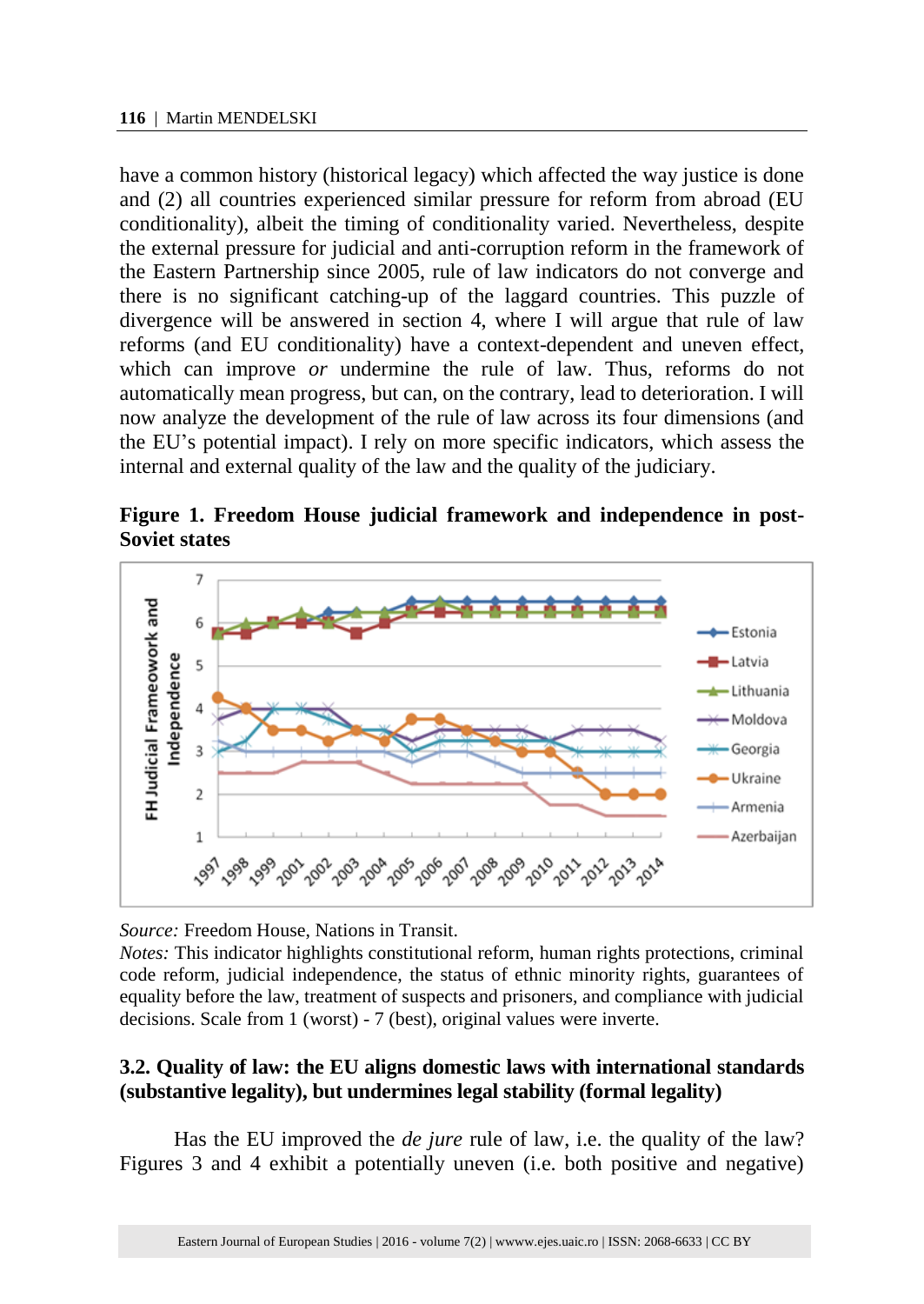have a common history (historical legacy) which affected the way justice is done and (2) all countries experienced similar pressure for reform from abroad (EU conditionality), albeit the timing of conditionality varied. Nevertheless, despite the external pressure for judicial and anti-corruption reform in the framework of the Eastern Partnership since 2005, rule of law indicators do not converge and there is no significant catching-up of the laggard countries. This puzzle of divergence will be answered in section 4, where I will argue that rule of law reforms (and EU conditionality) have a context-dependent and uneven effect, which can improve *or* undermine the rule of law. Thus, reforms do not automatically mean progress, but can, on the contrary, lead to deterioration. I will now analyze the development of the rule of law across its four dimensions (and the EU's potential impact). I rely on more specific indicators, which assess the internal and external quality of the law and the quality of the judiciary.

**Figure 1. Freedom House judicial framework and independence in post-Soviet states**

*Source:* Freedom House, Nations in Transit.
*Notes:* This indicator highlights constitutional reform, human rights protections, criminal code reform, judicial independence, the status of ethnic minority rights, guarantees of equality before the law, treatment of suspects and prisoners, and compliance with judicial decisions. Scale from 1 (worst) - 7 (best), original values were inverte.

### 3.2. Quality of law: the EU aligns domestic laws with international standards (substantive legality), but undermines legal stability (formal legality)

Has the EU improved the *de jure* rule of law, i.e. the quality of the law? Figures 3 and 4 exhibit a potentially uneven (i.e. both positive and negative)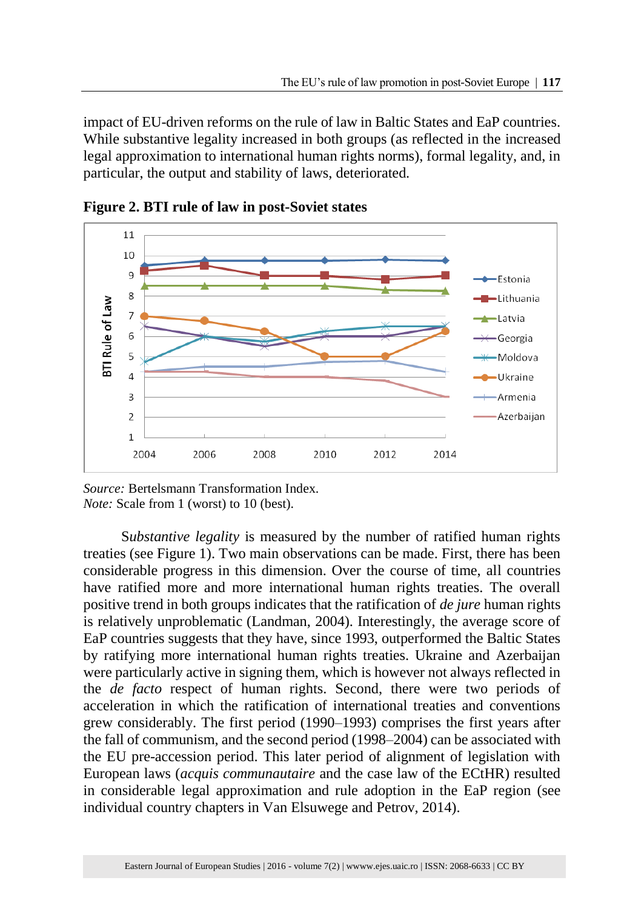impact of EU-driven reforms on the rule of law in Baltic States and EaP countries. While substantive legality increased in both groups (as reflected in the increased legal approximation to international human rights norms), formal legality, and, in particular, the output and stability of laws, deteriorated.

**Figure 2. BTI rule of law in post-Soviet states**

*Source:* Bertelsmann Transformation Index.
*Note:* Scale from 1 (worst) to 10 (best).

S*ubstantive legality* is measured by the number of ratified human rights treaties (see Figure 1). Two main observations can be made. First, there has been considerable progress in this dimension. Over the course of time, all countries have ratified more and more international human rights treaties. The overall positive trend in both groups indicates that the ratification of *de jure* human rights is relatively unproblematic (Landman, 2004). Interestingly, the average score of EaP countries suggests that they have, since 1993, outperformed the Baltic States by ratifying more international human rights treaties. Ukraine and Azerbaijan were particularly active in signing them, which is however not always reflected in the *de facto* respect of human rights. Second, there were two periods of acceleration in which the ratification of international treaties and conventions grew considerably. The first period (1990–1993) comprises the first years after the fall of communism, and the second period (1998–2004) can be associated with the EU pre-accession period. This later period of alignment of legislation with European laws (*acquis communautaire* and the case law of the ECtHR) resulted in considerable legal approximation and rule adoption in the EaP region (see individual country chapters in Van Elsuwege and Petrov, 2014).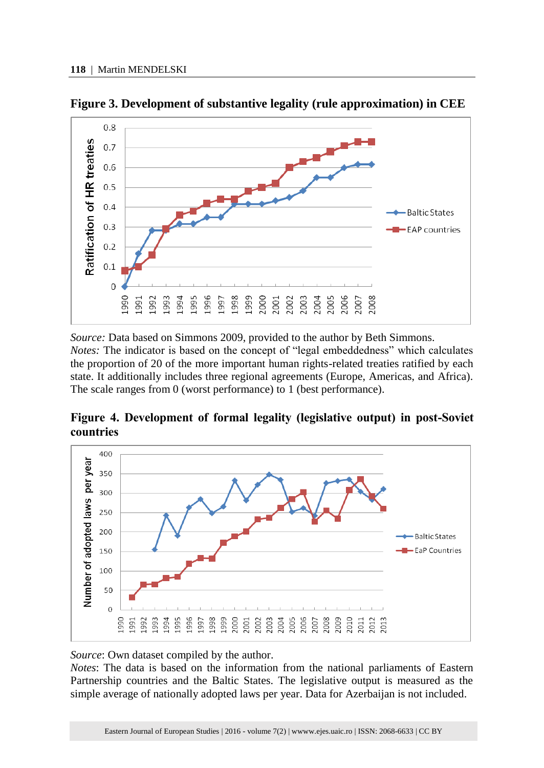**Figure 3. Development of substantive legality (rule approximation) in CEE**

*Source:* Data based on Simmons 2009, provided to the author by Beth Simmons.
*Notes:* The indicator is based on the concept of "legal embeddedness" which calculates the proportion of 20 of the more important human rights-related treaties ratified by each state. It additionally includes three regional agreements (Europe, Americas, and Africa). The scale ranges from 0 (worst performance) to 1 (best performance).

**Figure 4. Development of formal legality (legislative output) in post-Soviet countries**

*Source*: Own dataset compiled by the author.
*Notes*: The data is based on the information from the national parliaments of Eastern Partnership countries and the Baltic States. The legislative output is measured as the simple average of nationally adopted laws per year. Data for Azerbaijan is not included.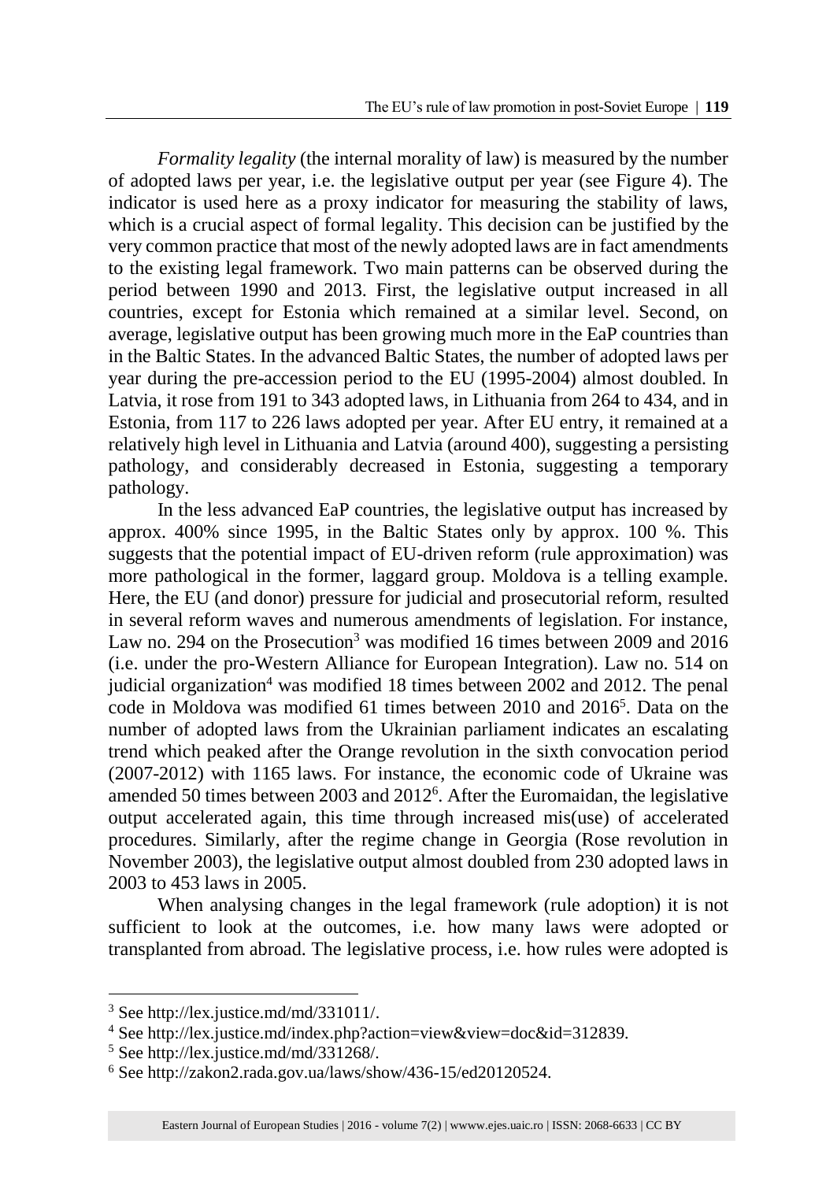*Formality legality* (the internal morality of law) is measured by the number of adopted laws per year, i.e. the legislative output per year (see Figure 4). The indicator is used here as a proxy indicator for measuring the stability of laws, which is a crucial aspect of formal legality. This decision can be justified by the very common practice that most of the newly adopted laws are in fact amendments to the existing legal framework. Two main patterns can be observed during the period between 1990 and 2013. First, the legislative output increased in all countries, except for Estonia which remained at a similar level. Second, on average, legislative output has been growing much more in the EaP countries than in the Baltic States. In the advanced Baltic States, the number of adopted laws per year during the pre-accession period to the EU (1995-2004) almost doubled. In Latvia, it rose from 191 to 343 adopted laws, in Lithuania from 264 to 434, and in Estonia, from 117 to 226 laws adopted per year. After EU entry, it remained at a relatively high level in Lithuania and Latvia (around 400), suggesting a persisting pathology, and considerably decreased in Estonia, suggesting a temporary pathology.

In the less advanced EaP countries, the legislative output has increased by approx. 400% since 1995, in the Baltic States only by approx. 100 %. This suggests that the potential impact of EU-driven reform (rule approximation) was more pathological in the former, laggard group. Moldova is a telling example. Here, the EU (and donor) pressure for judicial and prosecutorial reform, resulted in several reform waves and numerous amendments of legislation. For instance, Law no. 294 on the Prosecution[3] was modified 16 times between 2009 and 2016 (i.e. under the pro-Western Alliance for European Integration). Law no. 514 on judicial organization[4] was modified 18 times between 2002 and 2012. The penal code in Moldova was modified 61 times between 2010 and 2016[5]. Data on the number of adopted laws from the Ukrainian parliament indicates an escalating trend which peaked after the Orange revolution in the sixth convocation period (2007-2012) with 1165 laws. For instance, the economic code of Ukraine was amended 50 times between 2003 and 2012[6]. After the Euromaidan, the legislative output accelerated again, this time through increased mis(use) of accelerated procedures. Similarly, after the regime change in Georgia (Rose revolution in November 2003), the legislative output almost doubled from 230 adopted laws in 2003 to 453 laws in 2005.

When analysing changes in the legal framework (rule adoption) it is not sufficient to look at the outcomes, i.e. how many laws were adopted or transplanted from abroad. The legislative process, i.e. how rules were adopted is

---

[3] See http://lex.justice.md/md/331011/.

[4] See http://lex.justice.md/index.php?action=view&view=doc&id=312839.

[5] See http://lex.justice.md/md/331268/.

[6] See http://zakon2.rada.gov.ua/laws/show/436-15/ed20120524.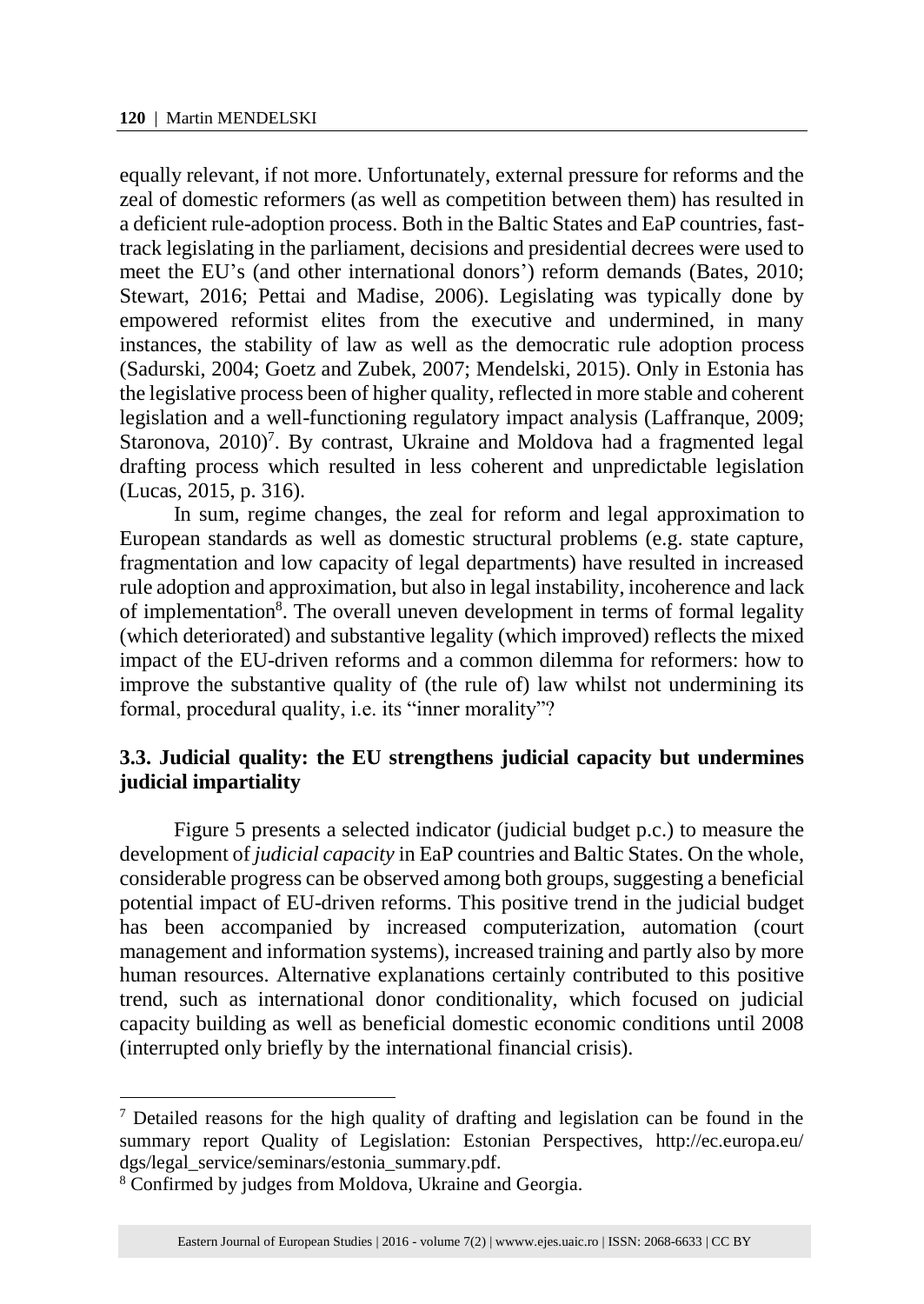equally relevant, if not more. Unfortunately, external pressure for reforms and the zeal of domestic reformers (as well as competition between them) has resulted in a deficient rule-adoption process. Both in the Baltic States and EaP countries, fast-track legislating in the parliament, decisions and presidential decrees were used to meet the EU's (and other international donors') reform demands (Bates, 2010; Stewart, 2016; Pettai and Madise, 2006). Legislating was typically done by empowered reformist elites from the executive and undermined, in many instances, the stability of law as well as the democratic rule adoption process (Sadurski, 2004; Goetz and Zubek, 2007; Mendelski, 2015). Only in Estonia has the legislative process been of higher quality, reflected in more stable and coherent legislation and a well-functioning regulatory impact analysis (Laffranque, 2009; Staronova, 2010)[7]. By contrast, Ukraine and Moldova had a fragmented legal drafting process which resulted in less coherent and unpredictable legislation (Lucas, 2015, p. 316).

In sum, regime changes, the zeal for reform and legal approximation to European standards as well as domestic structural problems (e.g. state capture, fragmentation and low capacity of legal departments) have resulted in increased rule adoption and approximation, but also in legal instability, incoherence and lack of implementation[8]. The overall uneven development in terms of formal legality (which deteriorated) and substantive legality (which improved) reflects the mixed impact of the EU-driven reforms and a common dilemma for reformers: how to improve the substantive quality of (the rule of) law whilst not undermining its formal, procedural quality, i.e. its "inner morality"?

### 3.3. Judicial quality: the EU strengthens judicial capacity but undermines judicial impartiality

Figure 5 presents a selected indicator (judicial budget p.c.) to measure the development of *judicial capacity* in EaP countries and Baltic States. On the whole, considerable progress can be observed among both groups, suggesting a beneficial potential impact of EU-driven reforms. This positive trend in the judicial budget has been accompanied by increased computerization, automation (court management and information systems), increased training and partly also by more human resources. Alternative explanations certainly contributed to this positive trend, such as international donor conditionality, which focused on judicial capacity building as well as beneficial domestic economic conditions until 2008 (interrupted only briefly by the international financial crisis).

---

[7] Detailed reasons for the high quality of drafting and legislation can be found in the summary report Quality of Legislation: Estonian Perspectives, http://ec.europa.eu/dgs/legal_service/seminars/estonia_summary.pdf.

[8] Confirmed by judges from Moldova, Ukraine and Georgia.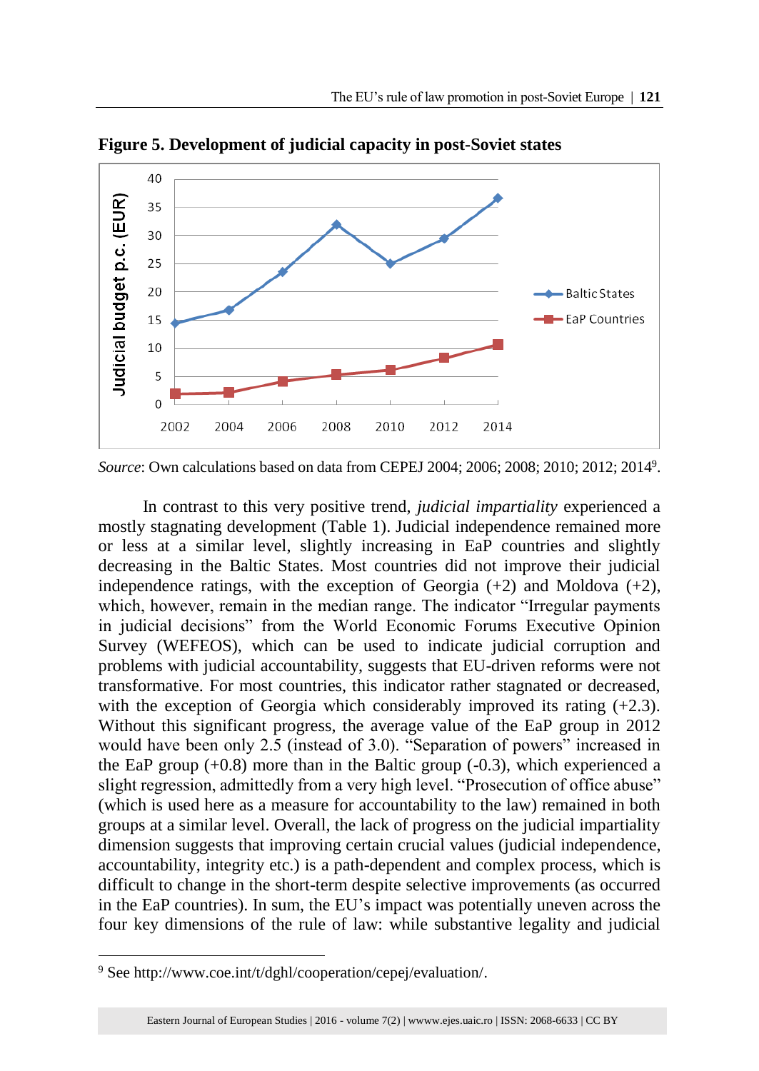**Figure 5. Development of judicial capacity in post-Soviet states**

*Source*: Own calculations based on data from CEPEJ 2004; 2006; 2008; 2010; 2012; 2014[9].

In contrast to this very positive trend, *judicial impartiality* experienced a mostly stagnating development (Table 1). Judicial independence remained more or less at a similar level, slightly increasing in EaP countries and slightly decreasing in the Baltic States. Most countries did not improve their judicial independence ratings, with the exception of Georgia (+2) and Moldova (+2), which, however, remain in the median range. The indicator "Irregular payments in judicial decisions" from the World Economic Forums Executive Opinion Survey (WEFEOS), which can be used to indicate judicial corruption and problems with judicial accountability, suggests that EU-driven reforms were not transformative. For most countries, this indicator rather stagnated or decreased, with the exception of Georgia which considerably improved its rating (+2.3). Without this significant progress, the average value of the EaP group in 2012 would have been only 2.5 (instead of 3.0). "Separation of powers" increased in the EaP group (+0.8) more than in the Baltic group (-0.3), which experienced a slight regression, admittedly from a very high level. "Prosecution of office abuse" (which is used here as a measure for accountability to the law) remained in both groups at a similar level. Overall, the lack of progress on the judicial impartiality dimension suggests that improving certain crucial values (judicial independence, accountability, integrity etc.) is a path-dependent and complex process, which is difficult to change in the short-term despite selective improvements (as occurred in the EaP countries). In sum, the EU's impact was potentially uneven across the four key dimensions of the rule of law: while substantive legality and judicial

[9] See http://www.coe.int/t/dghl/cooperation/cepej/evaluation/.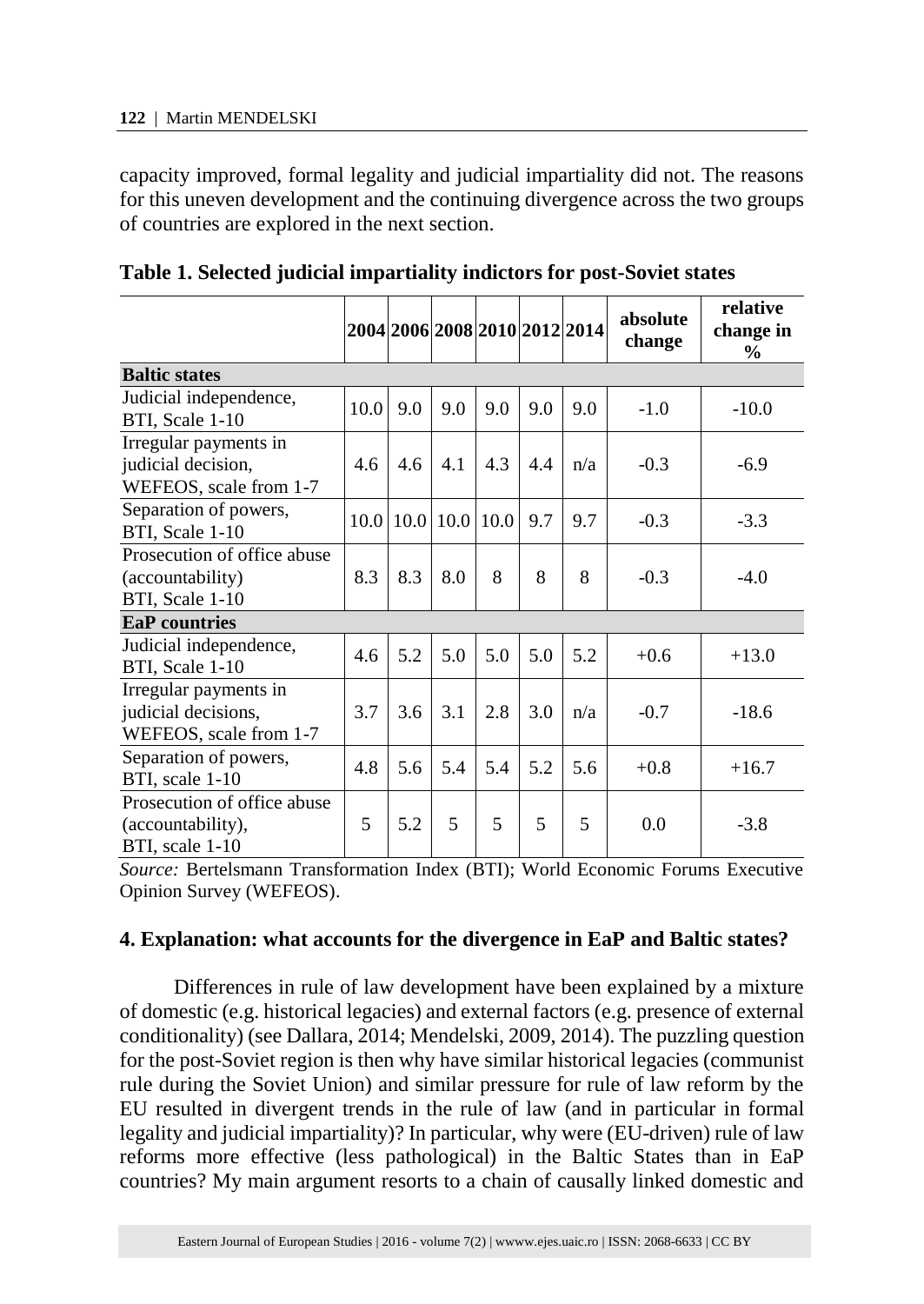capacity improved, formal legality and judicial impartiality did not. The reasons for this uneven development and the continuing divergence across the two groups of countries are explored in the next section.

**Table 1. Selected judicial impartiality indictors for post-Soviet states**

| | 2004 | 2006 | 2008 | 2010 | 2012 | 2014 | absolute change | relative change in % |
|---|---|---|---|---|---|---|---|---|
| **Baltic states** | | | | | | | | |
| Judicial independence, BTI, Scale 1-10 | 10.0 | 9.0 | 9.0 | 9.0 | 9.0 | 9.0 | -1.0 | -10.0 |
| Irregular payments in judicial decision, WEFEOS, scale from 1-7 | 4.6 | 4.6 | 4.1 | 4.3 | 4.4 | n/a | -0.3 | -6.9 |
| Separation of powers, BTI, Scale 1-10 | 10.0 | 10.0 | 10.0 | 10.0 | 9.7 | 9.7 | -0.3 | -3.3 |
| Prosecution of office abuse (accountability) BTI, Scale 1-10 | 8.3 | 8.3 | 8.0 | 8 | 8 | 8 | -0.3 | -4.0 |
| **EaP countries** | | | | | | | | |
| Judicial independence, BTI, Scale 1-10 | 4.6 | 5.2 | 5.0 | 5.0 | 5.0 | 5.2 | +0.6 | +13.0 |
| Irregular payments in judicial decisions, WEFEOS, scale from 1-7 | 3.7 | 3.6 | 3.1 | 2.8 | 3.0 | n/a | -0.7 | -18.6 |
| Separation of powers, BTI, scale 1-10 | 4.8 | 5.6 | 5.4 | 5.4 | 5.2 | 5.6 | +0.8 | +16.7 |
| Prosecution of office abuse (accountability), BTI, scale 1-10 | 5 | 5.2 | 5 | 5 | 5 | 5 | 0.0 | -3.8 |

*Source:* Bertelsmann Transformation Index (BTI); World Economic Forums Executive Opinion Survey (WEFEOS).

## 4. Explanation: what accounts for the divergence in EaP and Baltic states?

Differences in rule of law development have been explained by a mixture of domestic (e.g. historical legacies) and external factors (e.g. presence of external conditionality) (see Dallara, 2014; Mendelski, 2009, 2014). The puzzling question for the post-Soviet region is then why have similar historical legacies (communist rule during the Soviet Union) and similar pressure for rule of law reform by the EU resulted in divergent trends in the rule of law (and in particular in formal legality and judicial impartiality)? In particular, why were (EU-driven) rule of law reforms more effective (less pathological) in the Baltic States than in EaP countries? My main argument resorts to a chain of causally linked domestic and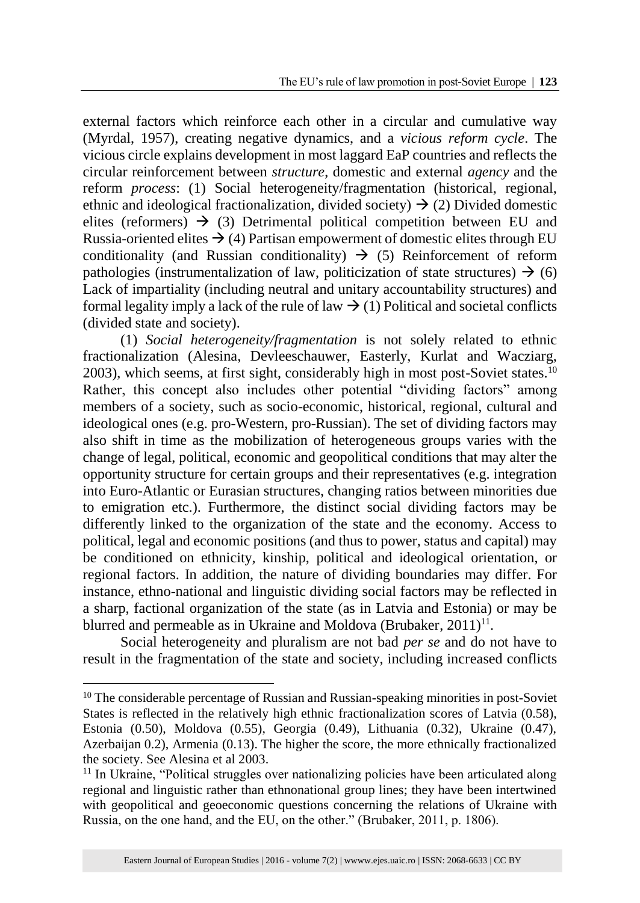external factors which reinforce each other in a circular and cumulative way (Myrdal, 1957), creating negative dynamics, and a *vicious reform cycle*. The vicious circle explains development in most laggard EaP countries and reflects the circular reinforcement between *structure*, domestic and external *agency* and the reform *process*: (1) Social heterogeneity/fragmentation (historical, regional, ethnic and ideological fractionalization, divided society) → (2) Divided domestic elites (reformers) → (3) Detrimental political competition between EU and Russia-oriented elites → (4) Partisan empowerment of domestic elites through EU conditionality (and Russian conditionality) → (5) Reinforcement of reform pathologies (instrumentalization of law, politicization of state structures) → (6) Lack of impartiality (including neutral and unitary accountability structures) and formal legality imply a lack of the rule of law → (1) Political and societal conflicts (divided state and society).

(1) *Social heterogeneity/fragmentation* is not solely related to ethnic fractionalization (Alesina, Devleeschauwer, Easterly, Kurlat and Wacziarg, 2003), which seems, at first sight, considerably high in most post-Soviet states.[10] Rather, this concept also includes other potential "dividing factors" among members of a society, such as socio-economic, historical, regional, cultural and ideological ones (e.g. pro-Western, pro-Russian). The set of dividing factors may also shift in time as the mobilization of heterogeneous groups varies with the change of legal, political, economic and geopolitical conditions that may alter the opportunity structure for certain groups and their representatives (e.g. integration into Euro-Atlantic or Eurasian structures, changing ratios between minorities due to emigration etc.). Furthermore, the distinct social dividing factors may be differently linked to the organization of the state and the economy. Access to political, legal and economic positions (and thus to power, status and capital) may be conditioned on ethnicity, kinship, political and ideological orientation, or regional factors. In addition, the nature of dividing boundaries may differ. For instance, ethno-national and linguistic dividing social factors may be reflected in a sharp, factional organization of the state (as in Latvia and Estonia) or may be blurred and permeable as in Ukraine and Moldova (Brubaker, 2011)[11].

Social heterogeneity and pluralism are not bad *per se* and do not have to result in the fragmentation of the state and society, including increased conflicts

---

[10] The considerable percentage of Russian and Russian-speaking minorities in post-Soviet States is reflected in the relatively high ethnic fractionalization scores of Latvia (0.58), Estonia (0.50), Moldova (0.55), Georgia (0.49), Lithuania (0.32), Ukraine (0.47), Azerbaijan 0.2), Armenia (0.13). The higher the score, the more ethnically fractionalized the society. See Alesina et al 2003.

[11] In Ukraine, "Political struggles over nationalizing policies have been articulated along regional and linguistic rather than ethnonational group lines; they have been intertwined with geopolitical and geoeconomic questions concerning the relations of Ukraine with Russia, on the one hand, and the EU, on the other." (Brubaker, 2011, p. 1806).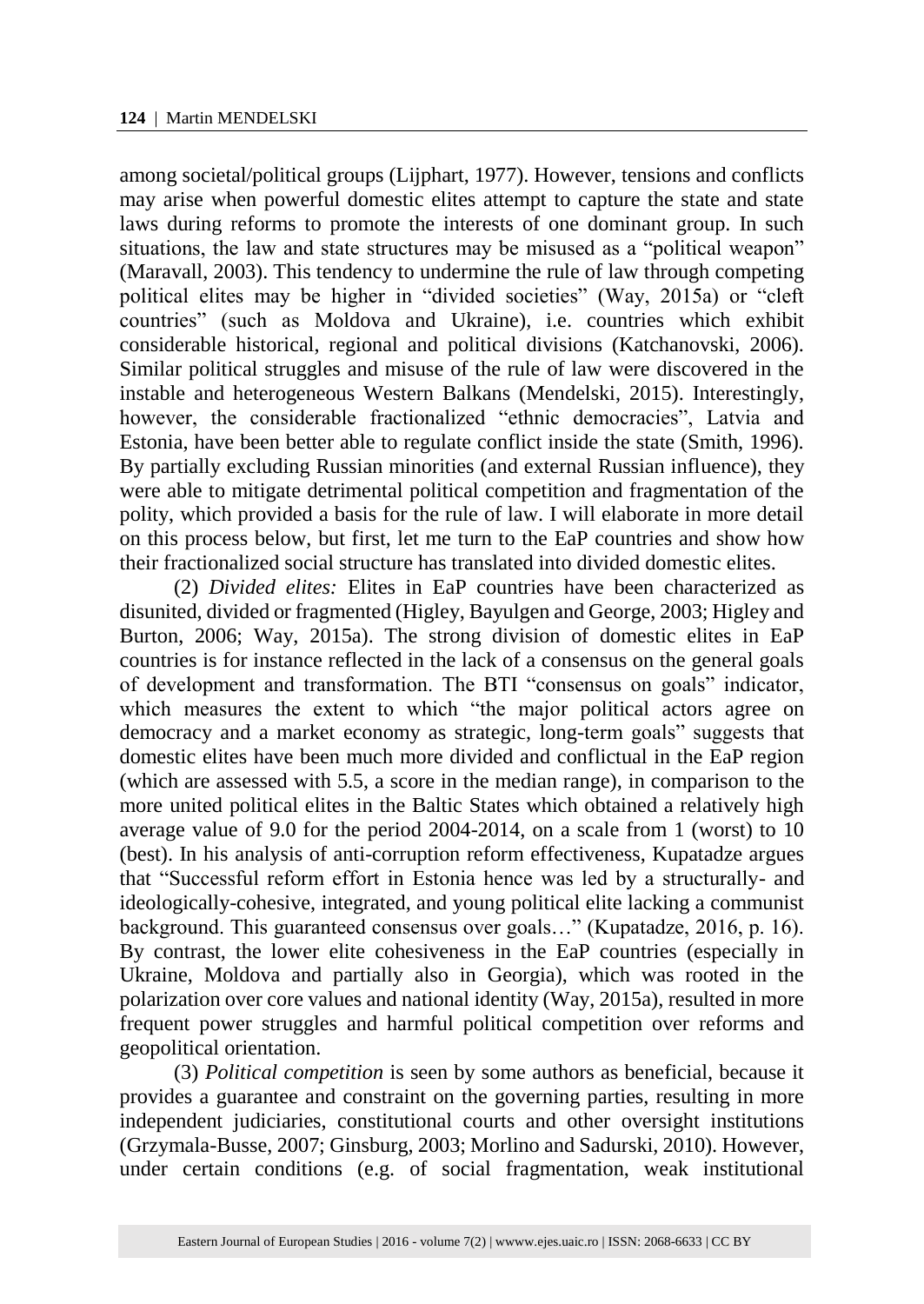among societal/political groups (Lijphart, 1977). However, tensions and conflicts may arise when powerful domestic elites attempt to capture the state and state laws during reforms to promote the interests of one dominant group. In such situations, the law and state structures may be misused as a "political weapon" (Maravall, 2003). This tendency to undermine the rule of law through competing political elites may be higher in "divided societies" (Way, 2015a) or "cleft countries" (such as Moldova and Ukraine), i.e. countries which exhibit considerable historical, regional and political divisions (Katchanovski, 2006). Similar political struggles and misuse of the rule of law were discovered in the instable and heterogeneous Western Balkans (Mendelski, 2015). Interestingly, however, the considerable fractionalized "ethnic democracies", Latvia and Estonia, have been better able to regulate conflict inside the state (Smith, 1996). By partially excluding Russian minorities (and external Russian influence), they were able to mitigate detrimental political competition and fragmentation of the polity, which provided a basis for the rule of law. I will elaborate in more detail on this process below, but first, let me turn to the EaP countries and show how their fractionalized social structure has translated into divided domestic elites.

(2) *Divided elites:* Elites in EaP countries have been characterized as disunited, divided or fragmented (Higley, Bayulgen and George, 2003; Higley and Burton, 2006; Way, 2015a). The strong division of domestic elites in EaP countries is for instance reflected in the lack of a consensus on the general goals of development and transformation. The BTI "consensus on goals" indicator, which measures the extent to which "the major political actors agree on democracy and a market economy as strategic, long-term goals" suggests that domestic elites have been much more divided and conflictual in the EaP region (which are assessed with 5.5, a score in the median range), in comparison to the more united political elites in the Baltic States which obtained a relatively high average value of 9.0 for the period 2004-2014, on a scale from 1 (worst) to 10 (best). In his analysis of anti-corruption reform effectiveness, Kupatadze argues that "Successful reform effort in Estonia hence was led by a structurally- and ideologically-cohesive, integrated, and young political elite lacking a communist background. This guaranteed consensus over goals…" (Kupatadze, 2016, p. 16). By contrast, the lower elite cohesiveness in the EaP countries (especially in Ukraine, Moldova and partially also in Georgia), which was rooted in the polarization over core values and national identity (Way, 2015a), resulted in more frequent power struggles and harmful political competition over reforms and geopolitical orientation.

(3) *Political competition* is seen by some authors as beneficial, because it provides a guarantee and constraint on the governing parties, resulting in more independent judiciaries, constitutional courts and other oversight institutions (Grzymala-Busse, 2007; Ginsburg, 2003; Morlino and Sadurski, 2010). However, under certain conditions (e.g. of social fragmentation, weak institutional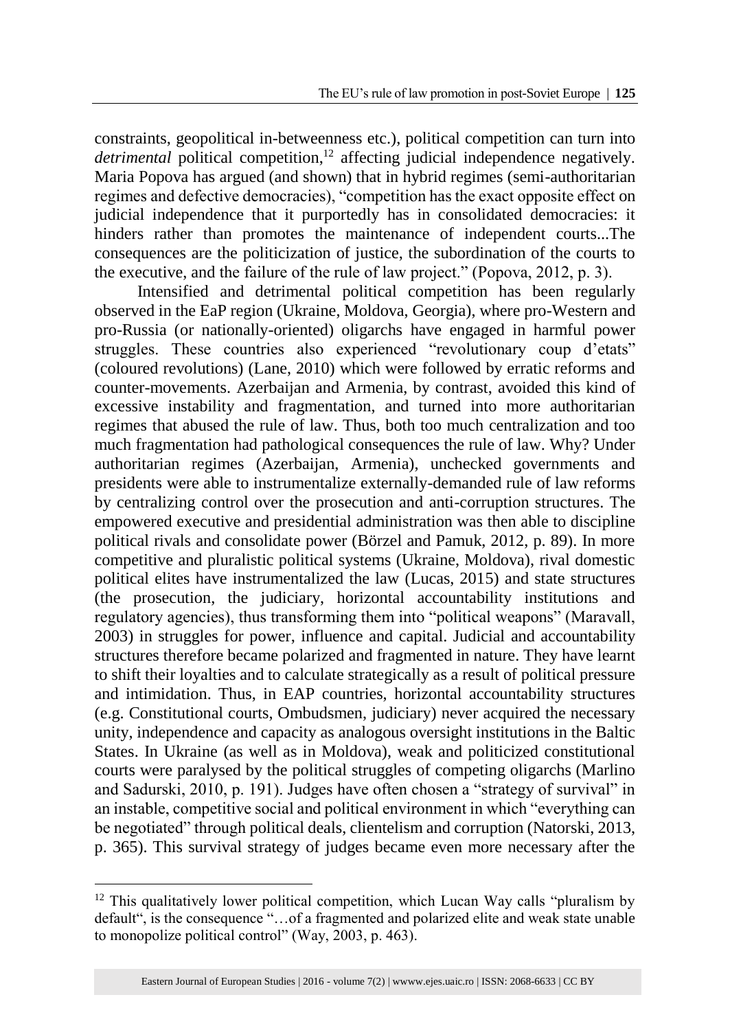constraints, geopolitical in-betweenness etc.), political competition can turn into *detrimental* political competition,[12] affecting judicial independence negatively. Maria Popova has argued (and shown) that in hybrid regimes (semi-authoritarian regimes and defective democracies), "competition has the exact opposite effect on judicial independence that it purportedly has in consolidated democracies: it hinders rather than promotes the maintenance of independent courts...The consequences are the politicization of justice, the subordination of the courts to the executive, and the failure of the rule of law project." (Popova, 2012, p. 3).

Intensified and detrimental political competition has been regularly observed in the EaP region (Ukraine, Moldova, Georgia), where pro-Western and pro-Russia (or nationally-oriented) oligarchs have engaged in harmful power struggles. These countries also experienced "revolutionary coup d'etats" (coloured revolutions) (Lane, 2010) which were followed by erratic reforms and counter-movements. Azerbaijan and Armenia, by contrast, avoided this kind of excessive instability and fragmentation, and turned into more authoritarian regimes that abused the rule of law. Thus, both too much centralization and too much fragmentation had pathological consequences the rule of law. Why? Under authoritarian regimes (Azerbaijan, Armenia), unchecked governments and presidents were able to instrumentalize externally-demanded rule of law reforms by centralizing control over the prosecution and anti-corruption structures. The empowered executive and presidential administration was then able to discipline political rivals and consolidate power (Börzel and Pamuk, 2012, p. 89). In more competitive and pluralistic political systems (Ukraine, Moldova), rival domestic political elites have instrumentalized the law (Lucas, 2015) and state structures (the prosecution, the judiciary, horizontal accountability institutions and regulatory agencies), thus transforming them into "political weapons" (Maravall, 2003) in struggles for power, influence and capital. Judicial and accountability structures therefore became polarized and fragmented in nature. They have learnt to shift their loyalties and to calculate strategically as a result of political pressure and intimidation. Thus, in EAP countries, horizontal accountability structures (e.g. Constitutional courts, Ombudsmen, judiciary) never acquired the necessary unity, independence and capacity as analogous oversight institutions in the Baltic States. In Ukraine (as well as in Moldova), weak and politicized constitutional courts were paralysed by the political struggles of competing oligarchs (Marlino and Sadurski, 2010, p. 191). Judges have often chosen a "strategy of survival" in an instable, competitive social and political environment in which "everything can be negotiated" through political deals, clientelism and corruption (Natorski, 2013, p. 365). This survival strategy of judges became even more necessary after the

---

[12] This qualitatively lower political competition, which Lucan Way calls "pluralism by default", is the consequence "…of a fragmented and polarized elite and weak state unable to monopolize political control" (Way, 2003, p. 463).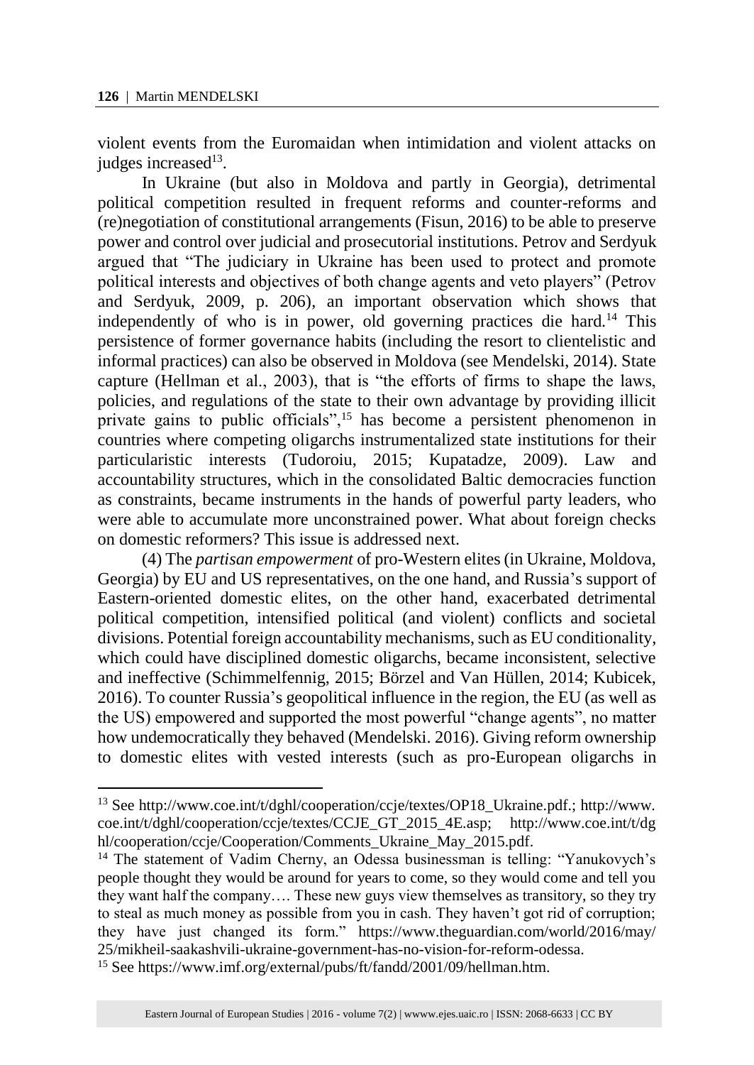violent events from the Euromaidan when intimidation and violent attacks on judges increased[13].

In Ukraine (but also in Moldova and partly in Georgia), detrimental political competition resulted in frequent reforms and counter-reforms and (re)negotiation of constitutional arrangements (Fisun, 2016) to be able to preserve power and control over judicial and prosecutorial institutions. Petrov and Serdyuk argued that "The judiciary in Ukraine has been used to protect and promote political interests and objectives of both change agents and veto players" (Petrov and Serdyuk, 2009, p. 206), an important observation which shows that independently of who is in power, old governing practices die hard.[14] This persistence of former governance habits (including the resort to clientelistic and informal practices) can also be observed in Moldova (see Mendelski, 2014). State capture (Hellman et al., 2003), that is "the efforts of firms to shape the laws, policies, and regulations of the state to their own advantage by providing illicit private gains to public officials",[15] has become a persistent phenomenon in countries where competing oligarchs instrumentalized state institutions for their particularistic interests (Tudoroiu, 2015; Kupatadze, 2009). Law and accountability structures, which in the consolidated Baltic democracies function as constraints, became instruments in the hands of powerful party leaders, who were able to accumulate more unconstrained power. What about foreign checks on domestic reformers? This issue is addressed next.

(4) The *partisan empowerment* of pro-Western elites (in Ukraine, Moldova, Georgia) by EU and US representatives, on the one hand, and Russia's support of Eastern-oriented domestic elites, on the other hand, exacerbated detrimental political competition, intensified political (and violent) conflicts and societal divisions. Potential foreign accountability mechanisms, such as EU conditionality, which could have disciplined domestic oligarchs, became inconsistent, selective and ineffective (Schimmelfennig, 2015; Börzel and Van Hüllen, 2014; Kubicek, 2016). To counter Russia's geopolitical influence in the region, the EU (as well as the US) empowered and supported the most powerful "change agents", no matter how undemocratically they behaved (Mendelski. 2016). Giving reform ownership to domestic elites with vested interests (such as pro-European oligarchs in

---

[13] See http://www.coe.int/t/dghl/cooperation/ccje/textes/OP18_Ukraine.pdf.; http://www.coe.int/t/dghl/cooperation/ccje/textes/CCJE_GT_2015_4E.asp; http://www.coe.int/t/dghl/cooperation/ccje/Cooperation/Comments_Ukraine_May_2015.pdf.

[14] The statement of Vadim Cherny, an Odessa businessman is telling: "Yanukovych's people thought they would be around for years to come, so they would come and tell you they want half the company…. These new guys view themselves as transitory, so they try to steal as much money as possible from you in cash. They haven't got rid of corruption; they have just changed its form." https://www.theguardian.com/world/2016/may/25/mikheil-saakashvili-ukraine-government-has-no-vision-for-reform-odessa.

[15] See https://www.imf.org/external/pubs/ft/fandd/2001/09/hellman.htm.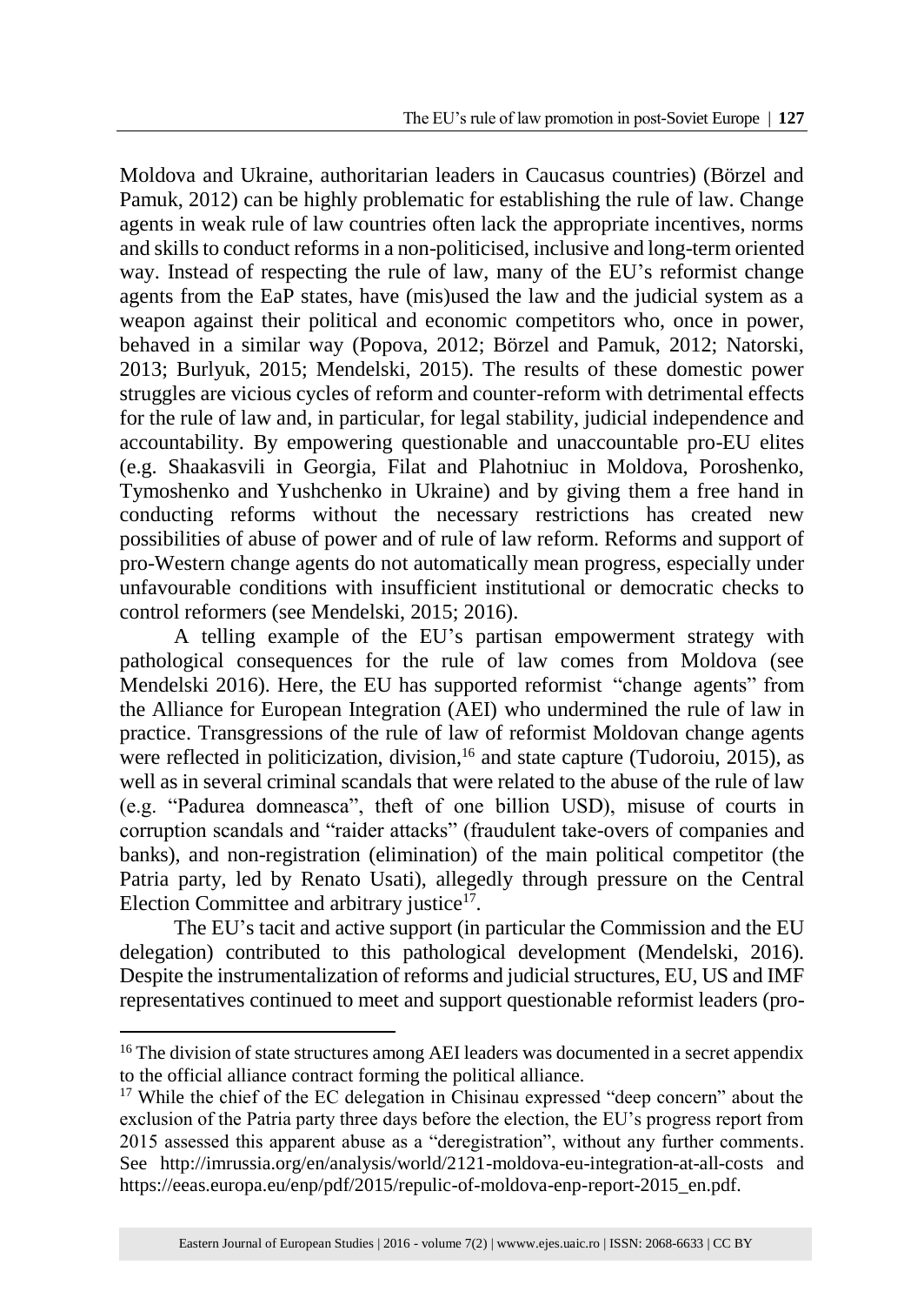Moldova and Ukraine, authoritarian leaders in Caucasus countries) (Börzel and Pamuk, 2012) can be highly problematic for establishing the rule of law. Change agents in weak rule of law countries often lack the appropriate incentives, norms and skills to conduct reforms in a non-politicised, inclusive and long-term oriented way. Instead of respecting the rule of law, many of the EU's reformist change agents from the EaP states, have (mis)used the law and the judicial system as a weapon against their political and economic competitors who, once in power, behaved in a similar way (Popova, 2012; Börzel and Pamuk, 2012; Natorski, 2013; Burlyuk, 2015; Mendelski, 2015). The results of these domestic power struggles are vicious cycles of reform and counter-reform with detrimental effects for the rule of law and, in particular, for legal stability, judicial independence and accountability. By empowering questionable and unaccountable pro-EU elites (e.g. Shaakasvili in Georgia, Filat and Plahotniuc in Moldova, Poroshenko, Tymoshenko and Yushchenko in Ukraine) and by giving them a free hand in conducting reforms without the necessary restrictions has created new possibilities of abuse of power and of rule of law reform. Reforms and support of pro-Western change agents do not automatically mean progress, especially under unfavourable conditions with insufficient institutional or democratic checks to control reformers (see Mendelski, 2015; 2016).

A telling example of the EU's partisan empowerment strategy with pathological consequences for the rule of law comes from Moldova (see Mendelski 2016). Here, the EU has supported reformist "change agents" from the Alliance for European Integration (AEI) who undermined the rule of law in practice. Transgressions of the rule of law of reformist Moldovan change agents were reflected in politicization, division,[16] and state capture (Tudoroiu, 2015), as well as in several criminal scandals that were related to the abuse of the rule of law (e.g. "Padurea domneasca", theft of one billion USD), misuse of courts in corruption scandals and "raider attacks" (fraudulent take-overs of companies and banks), and non-registration (elimination) of the main political competitor (the Patria party, led by Renato Usati), allegedly through pressure on the Central Election Committee and arbitrary justice[17].

The EU's tacit and active support (in particular the Commission and the EU delegation) contributed to this pathological development (Mendelski, 2016). Despite the instrumentalization of reforms and judicial structures, EU, US and IMF representatives continued to meet and support questionable reformist leaders (pro-

---

[16] The division of state structures among AEI leaders was documented in a secret appendix to the official alliance contract forming the political alliance.

[17] While the chief of the EC delegation in Chisinau expressed "deep concern" about the exclusion of the Patria party three days before the election, the EU's progress report from 2015 assessed this apparent abuse as a "deregistration", without any further comments. See http://imrussia.org/en/analysis/world/2121-moldova-eu-integration-at-all-costs and https://eeas.europa.eu/enp/pdf/2015/repulic-of-moldova-enp-report-2015_en.pdf.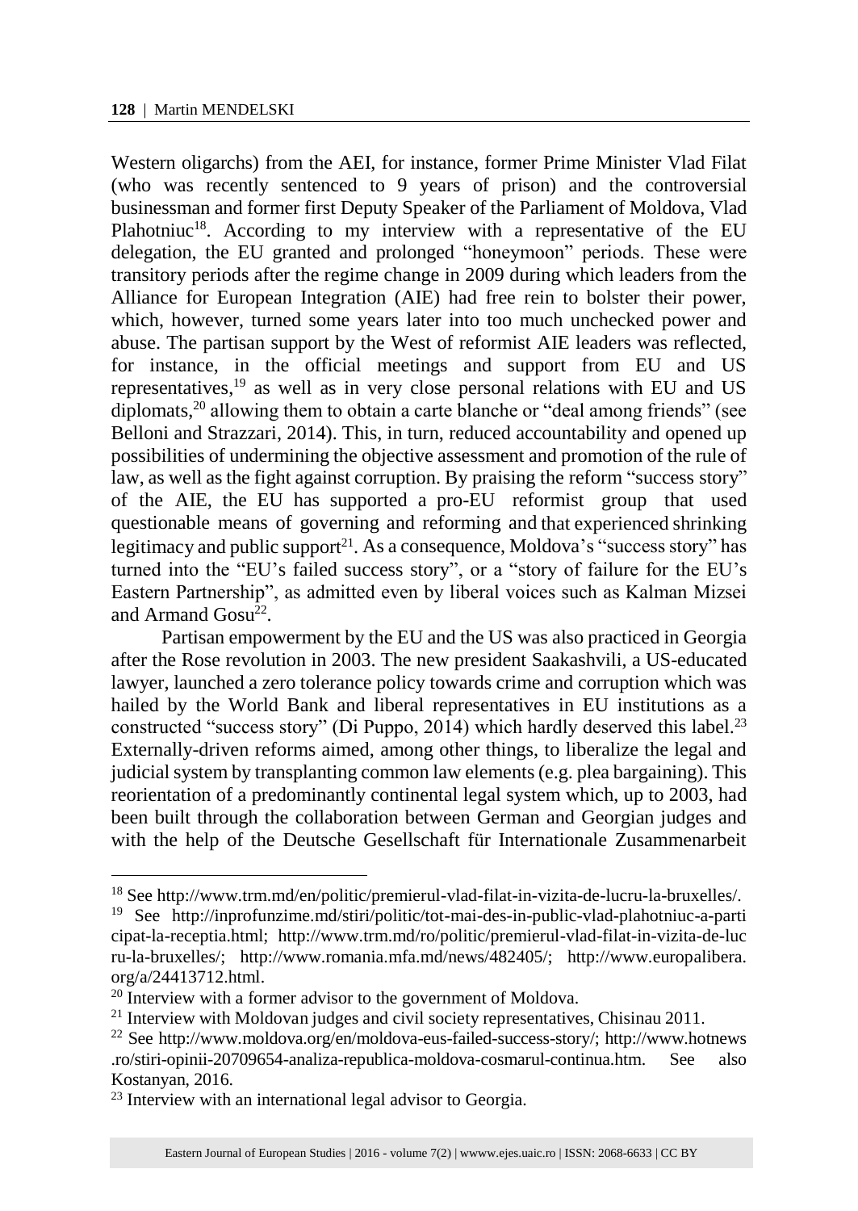Western oligarchs) from the AEI, for instance, former Prime Minister Vlad Filat (who was recently sentenced to 9 years of prison) and the controversial businessman and former first Deputy Speaker of the Parliament of Moldova, Vlad Plahotniuc[18]. According to my interview with a representative of the EU delegation, the EU granted and prolonged "honeymoon" periods. These were transitory periods after the regime change in 2009 during which leaders from the Alliance for European Integration (AIE) had free rein to bolster their power, which, however, turned some years later into too much unchecked power and abuse. The partisan support by the West of reformist AIE leaders was reflected, for instance, in the official meetings and support from EU and US representatives,[19] as well as in very close personal relations with EU and US diplomats,[20] allowing them to obtain a carte blanche or "deal among friends" (see Belloni and Strazzari, 2014). This, in turn, reduced accountability and opened up possibilities of undermining the objective assessment and promotion of the rule of law, as well as the fight against corruption. By praising the reform "success story" of the AIE, the EU has supported a pro-EU reformist group that used questionable means of governing and reforming and that experienced shrinking legitimacy and public support[21]. As a consequence, Moldova's "success story" has turned into the "EU's failed success story", or a "story of failure for the EU's Eastern Partnership", as admitted even by liberal voices such as Kalman Mizsei and Armand Gosu[22].

Partisan empowerment by the EU and the US was also practiced in Georgia after the Rose revolution in 2003. The new president Saakashvili, a US-educated lawyer, launched a zero tolerance policy towards crime and corruption which was hailed by the World Bank and liberal representatives in EU institutions as a constructed "success story" (Di Puppo, 2014) which hardly deserved this label.[23] Externally-driven reforms aimed, among other things, to liberalize the legal and judicial system by transplanting common law elements (e.g. plea bargaining). This reorientation of a predominantly continental legal system which, up to 2003, had been built through the collaboration between German and Georgian judges and with the help of the Deutsche Gesellschaft für Internationale Zusammenarbeit

---

[18] See http://www.trm.md/en/politic/premierul-vlad-filat-in-vizita-de-lucru-la-bruxelles/.

[19] See http://inprofunzime.md/stiri/politic/tot-mai-des-in-public-vlad-plahotniuc-a-participat-la-receptia.html; http://www.trm.md/ro/politic/premierul-vlad-filat-in-vizita-de-lucru-la-bruxelles/; http://www.romania.mfa.md/news/482405/; http://www.europalibera.org/a/24413712.html.

[20] Interview with a former advisor to the government of Moldova.

[21] Interview with Moldovan judges and civil society representatives, Chisinau 2011.

[22] See http://www.moldova.org/en/moldova-eus-failed-success-story/; http://www.hotnews.ro/stiri-opinii-20709654-analiza-republica-moldova-cosmarul-continua.htm. See also Kostanyan, 2016.

[23] Interview with an international legal advisor to Georgia.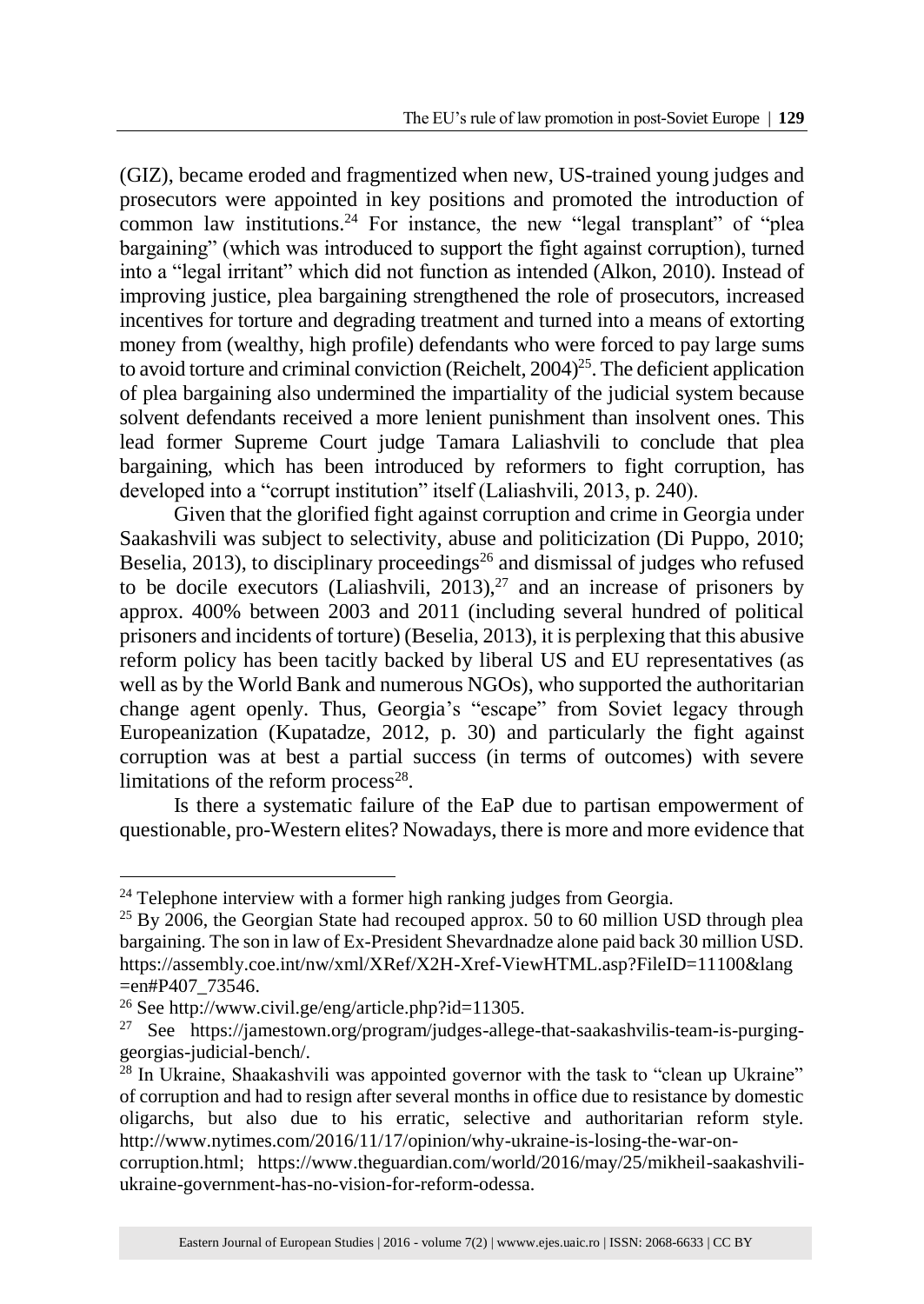(GIZ), became eroded and fragmentized when new, US-trained young judges and prosecutors were appointed in key positions and promoted the introduction of common law institutions.[24] For instance, the new "legal transplant" of "plea bargaining" (which was introduced to support the fight against corruption), turned into a "legal irritant" which did not function as intended (Alkon, 2010). Instead of improving justice, plea bargaining strengthened the role of prosecutors, increased incentives for torture and degrading treatment and turned into a means of extorting money from (wealthy, high profile) defendants who were forced to pay large sums to avoid torture and criminal conviction (Reichelt, 2004)[25]. The deficient application of plea bargaining also undermined the impartiality of the judicial system because solvent defendants received a more lenient punishment than insolvent ones. This lead former Supreme Court judge Tamara Laliashvili to conclude that plea bargaining, which has been introduced by reformers to fight corruption, has developed into a "corrupt institution" itself (Laliashvili, 2013, p. 240).

Given that the glorified fight against corruption and crime in Georgia under Saakashvili was subject to selectivity, abuse and politicization (Di Puppo, 2010; Beselia, 2013), to disciplinary proceedings[26] and dismissal of judges who refused to be docile executors (Laliashvili, 2013),[27] and an increase of prisoners by approx. 400% between 2003 and 2011 (including several hundred of political prisoners and incidents of torture) (Beselia, 2013), it is perplexing that this abusive reform policy has been tacitly backed by liberal US and EU representatives (as well as by the World Bank and numerous NGOs), who supported the authoritarian change agent openly. Thus, Georgia's "escape" from Soviet legacy through Europeanization (Kupatadze, 2012, p. 30) and particularly the fight against corruption was at best a partial success (in terms of outcomes) with severe limitations of the reform process[28].

Is there a systematic failure of the EaP due to partisan empowerment of questionable, pro-Western elites? Nowadays, there is more and more evidence that

---

[24] Telephone interview with a former high ranking judges from Georgia.

[25] By 2006, the Georgian State had recouped approx. 50 to 60 million USD through plea bargaining. The son in law of Ex-President Shevardnadze alone paid back 30 million USD. https://assembly.coe.int/nw/xml/XRef/X2H-Xref-ViewHTML.asp?FileID=11100&lang=en#P407_73546.

[26] See http://www.civil.ge/eng/article.php?id=11305.

[27] See https://jamestown.org/program/judges-allege-that-saakashvilis-team-is-purging-georgias-judicial-bench/.

[28] In Ukraine, Shaakashvili was appointed governor with the task to "clean up Ukraine" of corruption and had to resign after several months in office due to resistance by domestic oligarchs, but also due to his erratic, selective and authoritarian reform style. http://www.nytimes.com/2016/11/17/opinion/why-ukraine-is-losing-the-war-on-corruption.html; https://www.theguardian.com/world/2016/may/25/mikheil-saakashvili-ukraine-government-has-no-vision-for-reform-odessa.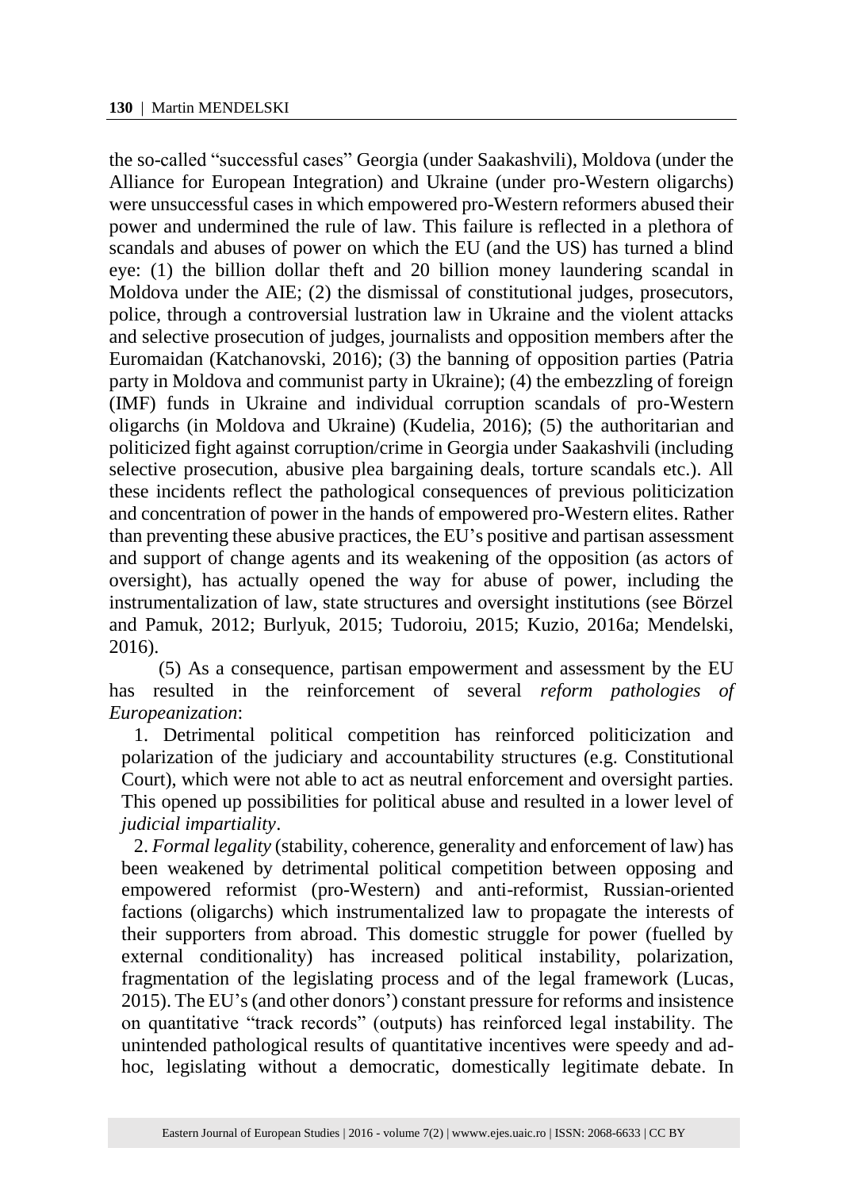the so-called "successful cases" Georgia (under Saakashvili), Moldova (under the Alliance for European Integration) and Ukraine (under pro-Western oligarchs) were unsuccessful cases in which empowered pro-Western reformers abused their power and undermined the rule of law. This failure is reflected in a plethora of scandals and abuses of power on which the EU (and the US) has turned a blind eye: (1) the billion dollar theft and 20 billion money laundering scandal in Moldova under the AIE; (2) the dismissal of constitutional judges, prosecutors, police, through a controversial lustration law in Ukraine and the violent attacks and selective prosecution of judges, journalists and opposition members after the Euromaidan (Katchanovski, 2016); (3) the banning of opposition parties (Patria party in Moldova and communist party in Ukraine); (4) the embezzling of foreign (IMF) funds in Ukraine and individual corruption scandals of pro-Western oligarchs (in Moldova and Ukraine) (Kudelia, 2016); (5) the authoritarian and politicized fight against corruption/crime in Georgia under Saakashvili (including selective prosecution, abusive plea bargaining deals, torture scandals etc.). All these incidents reflect the pathological consequences of previous politicization and concentration of power in the hands of empowered pro-Western elites. Rather than preventing these abusive practices, the EU's positive and partisan assessment and support of change agents and its weakening of the opposition (as actors of oversight), has actually opened the way for abuse of power, including the instrumentalization of law, state structures and oversight institutions (see Börzel and Pamuk, 2012; Burlyuk, 2015; Tudoroiu, 2015; Kuzio, 2016a; Mendelski, 2016).

(5) As a consequence, partisan empowerment and assessment by the EU has resulted in the reinforcement of several *reform pathologies of Europeanization*:

1. Detrimental political competition has reinforced politicization and polarization of the judiciary and accountability structures (e.g. Constitutional Court), which were not able to act as neutral enforcement and oversight parties. This opened up possibilities for political abuse and resulted in a lower level of *judicial impartiality*.

2. *Formal legality* (stability, coherence, generality and enforcement of law) has been weakened by detrimental political competition between opposing and empowered reformist (pro-Western) and anti-reformist, Russian-oriented factions (oligarchs) which instrumentalized law to propagate the interests of their supporters from abroad. This domestic struggle for power (fuelled by external conditionality) has increased political instability, polarization, fragmentation of the legislating process and of the legal framework (Lucas, 2015). The EU's (and other donors') constant pressure for reforms and insistence on quantitative "track records" (outputs) has reinforced legal instability. The unintended pathological results of quantitative incentives were speedy and ad-hoc, legislating without a democratic, domestically legitimate debate. In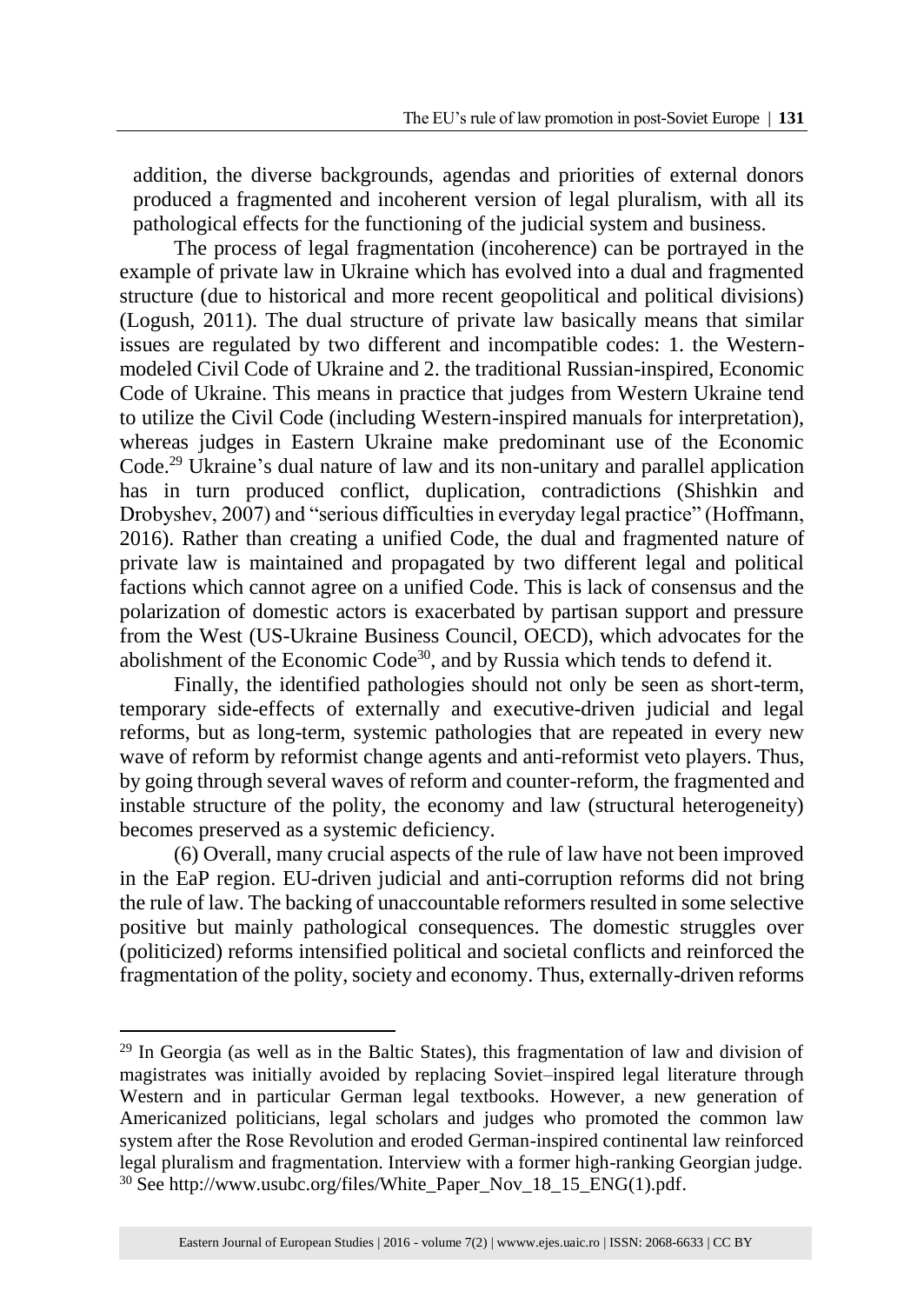addition, the diverse backgrounds, agendas and priorities of external donors produced a fragmented and incoherent version of legal pluralism, with all its pathological effects for the functioning of the judicial system and business.

The process of legal fragmentation (incoherence) can be portrayed in the example of private law in Ukraine which has evolved into a dual and fragmented structure (due to historical and more recent geopolitical and political divisions) (Logush, 2011). The dual structure of private law basically means that similar issues are regulated by two different and incompatible codes: 1. the Western-modeled Civil Code of Ukraine and 2. the traditional Russian-inspired, Economic Code of Ukraine. This means in practice that judges from Western Ukraine tend to utilize the Civil Code (including Western-inspired manuals for interpretation), whereas judges in Eastern Ukraine make predominant use of the Economic Code.[29] Ukraine's dual nature of law and its non-unitary and parallel application has in turn produced conflict, duplication, contradictions (Shishkin and Drobyshev, 2007) and "serious difficulties in everyday legal practice" (Hoffmann, 2016). Rather than creating a unified Code, the dual and fragmented nature of private law is maintained and propagated by two different legal and political factions which cannot agree on a unified Code. This is lack of consensus and the polarization of domestic actors is exacerbated by partisan support and pressure from the West (US-Ukraine Business Council, OECD), which advocates for the abolishment of the Economic Code[30], and by Russia which tends to defend it.

Finally, the identified pathologies should not only be seen as short-term, temporary side-effects of externally and executive-driven judicial and legal reforms, but as long-term, systemic pathologies that are repeated in every new wave of reform by reformist change agents and anti-reformist veto players. Thus, by going through several waves of reform and counter-reform, the fragmented and instable structure of the polity, the economy and law (structural heterogeneity) becomes preserved as a systemic deficiency.

(6) Overall, many crucial aspects of the rule of law have not been improved in the EaP region. EU-driven judicial and anti-corruption reforms did not bring the rule of law. The backing of unaccountable reformers resulted in some selective positive but mainly pathological consequences. The domestic struggles over (politicized) reforms intensified political and societal conflicts and reinforced the fragmentation of the polity, society and economy. Thus, externally-driven reforms

---

[29] In Georgia (as well as in the Baltic States), this fragmentation of law and division of magistrates was initially avoided by replacing Soviet–inspired legal literature through Western and in particular German legal textbooks. However, a new generation of Americanized politicians, legal scholars and judges who promoted the common law system after the Rose Revolution and eroded German-inspired continental law reinforced legal pluralism and fragmentation. Interview with a former high-ranking Georgian judge.

[30] See http://www.usubc.org/files/White_Paper_Nov_18_15_ENG(1).pdf.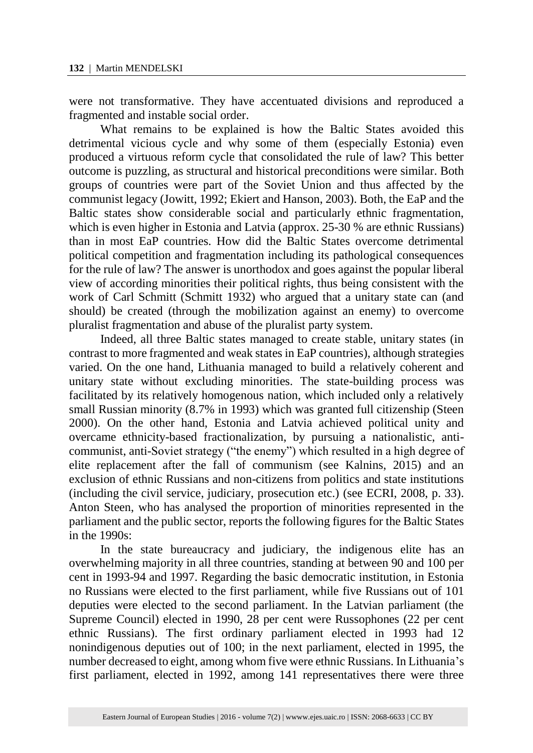were not transformative. They have accentuated divisions and reproduced a fragmented and instable social order.

What remains to be explained is how the Baltic States avoided this detrimental vicious cycle and why some of them (especially Estonia) even produced a virtuous reform cycle that consolidated the rule of law? This better outcome is puzzling, as structural and historical preconditions were similar. Both groups of countries were part of the Soviet Union and thus affected by the communist legacy (Jowitt, 1992; Ekiert and Hanson, 2003). Both, the EaP and the Baltic states show considerable social and particularly ethnic fragmentation, which is even higher in Estonia and Latvia (approx. 25-30 % are ethnic Russians) than in most EaP countries. How did the Baltic States overcome detrimental political competition and fragmentation including its pathological consequences for the rule of law? The answer is unorthodox and goes against the popular liberal view of according minorities their political rights, thus being consistent with the work of Carl Schmitt (Schmitt 1932) who argued that a unitary state can (and should) be created (through the mobilization against an enemy) to overcome pluralist fragmentation and abuse of the pluralist party system.

Indeed, all three Baltic states managed to create stable, unitary states (in contrast to more fragmented and weak states in EaP countries), although strategies varied. On the one hand, Lithuania managed to build a relatively coherent and unitary state without excluding minorities. The state-building process was facilitated by its relatively homogenous nation, which included only a relatively small Russian minority (8.7% in 1993) which was granted full citizenship (Steen 2000). On the other hand, Estonia and Latvia achieved political unity and overcame ethnicity-based fractionalization, by pursuing a nationalistic, anti-communist, anti-Soviet strategy ("the enemy") which resulted in a high degree of elite replacement after the fall of communism (see Kalnins, 2015) and an exclusion of ethnic Russians and non-citizens from politics and state institutions (including the civil service, judiciary, prosecution etc.) (see ECRI, 2008, p. 33). Anton Steen, who has analysed the proportion of minorities represented in the parliament and the public sector, reports the following figures for the Baltic States in the 1990s:

In the state bureaucracy and judiciary, the indigenous elite has an overwhelming majority in all three countries, standing at between 90 and 100 per cent in 1993-94 and 1997. Regarding the basic democratic institution, in Estonia no Russians were elected to the first parliament, while five Russians out of 101 deputies were elected to the second parliament. In the Latvian parliament (the Supreme Council) elected in 1990, 28 per cent were Russophones (22 per cent ethnic Russians). The first ordinary parliament elected in 1993 had 12 nonindigenous deputies out of 100; in the next parliament, elected in 1995, the number decreased to eight, among whom five were ethnic Russians. In Lithuania's first parliament, elected in 1992, among 141 representatives there were three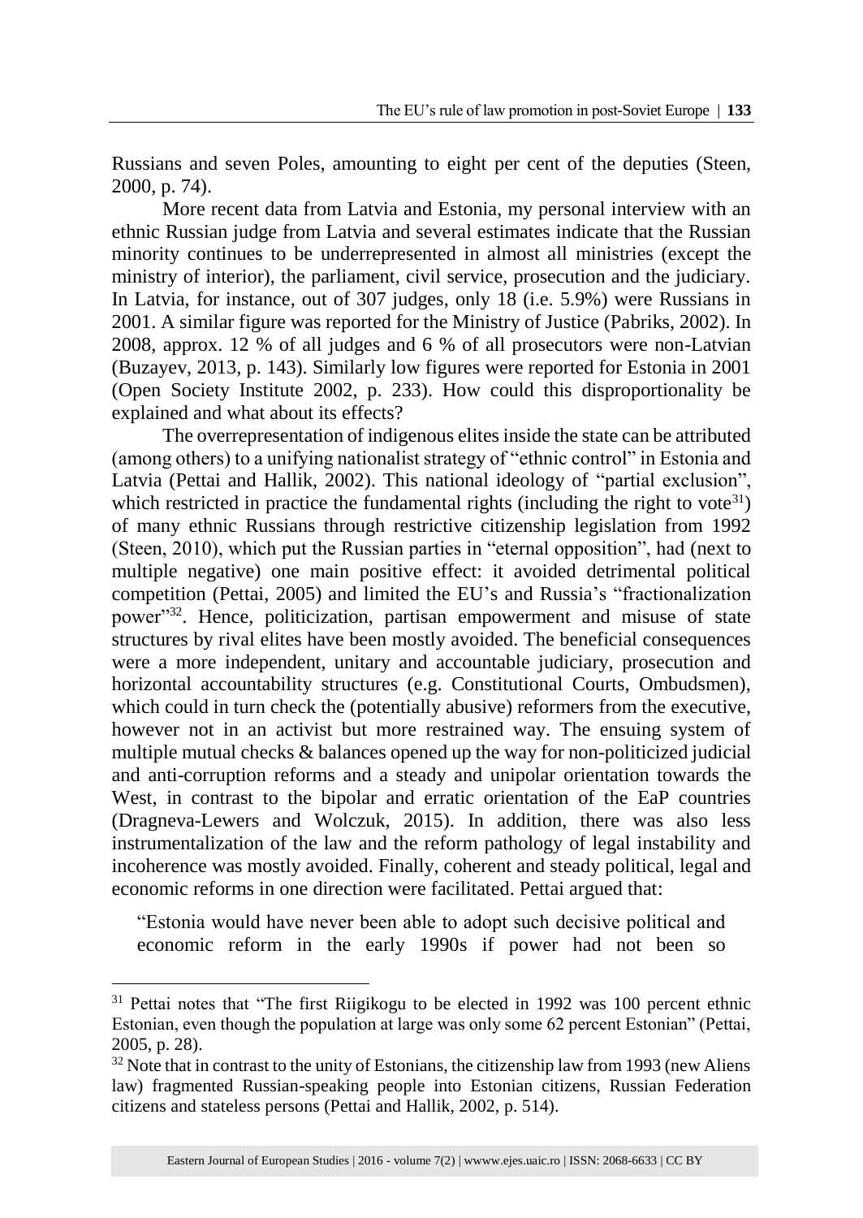Russians and seven Poles, amounting to eight per cent of the deputies (Steen, 2000, p. 74).

More recent data from Latvia and Estonia, my personal interview with an ethnic Russian judge from Latvia and several estimates indicate that the Russian minority continues to be underrepresented in almost all ministries (except the ministry of interior), the parliament, civil service, prosecution and the judiciary. In Latvia, for instance, out of 307 judges, only 18 (i.e. 5.9%) were Russians in 2001. A similar figure was reported for the Ministry of Justice (Pabriks, 2002). In 2008, approx. 12 % of all judges and 6 % of all prosecutors were non-Latvian (Buzayev, 2013, p. 143). Similarly low figures were reported for Estonia in 2001 (Open Society Institute 2002, p. 233). How could this disproportionality be explained and what about its effects?

The overrepresentation of indigenous elites inside the state can be attributed (among others) to a unifying nationalist strategy of "ethnic control" in Estonia and Latvia (Pettai and Hallik, 2002). This national ideology of "partial exclusion", which restricted in practice the fundamental rights (including the right to vote[31]) of many ethnic Russians through restrictive citizenship legislation from 1992 (Steen, 2010), which put the Russian parties in "eternal opposition", had (next to multiple negative) one main positive effect: it avoided detrimental political competition (Pettai, 2005) and limited the EU's and Russia's "fractionalization power"[32]. Hence, politicization, partisan empowerment and misuse of state structures by rival elites have been mostly avoided. The beneficial consequences were a more independent, unitary and accountable judiciary, prosecution and horizontal accountability structures (e.g. Constitutional Courts, Ombudsmen), which could in turn check the (potentially abusive) reformers from the executive, however not in an activist but more restrained way. The ensuing system of multiple mutual checks & balances opened up the way for non-politicized judicial and anti-corruption reforms and a steady and unipolar orientation towards the West, in contrast to the bipolar and erratic orientation of the EaP countries (Dragneva-Lewers and Wolczuk, 2015). In addition, there was also less instrumentalization of the law and the reform pathology of legal instability and incoherence was mostly avoided. Finally, coherent and steady political, legal and economic reforms in one direction were facilitated. Pettai argued that:

> "Estonia would have never been able to adopt such decisive political and economic reform in the early 1990s if power had not been so

---

[31] Pettai notes that "The first Riigikogu to be elected in 1992 was 100 percent ethnic Estonian, even though the population at large was only some 62 percent Estonian" (Pettai, 2005, p. 28).

[32] Note that in contrast to the unity of Estonians, the citizenship law from 1993 (new Aliens law) fragmented Russian-speaking people into Estonian citizens, Russian Federation citizens and stateless persons (Pettai and Hallik, 2002, p. 514).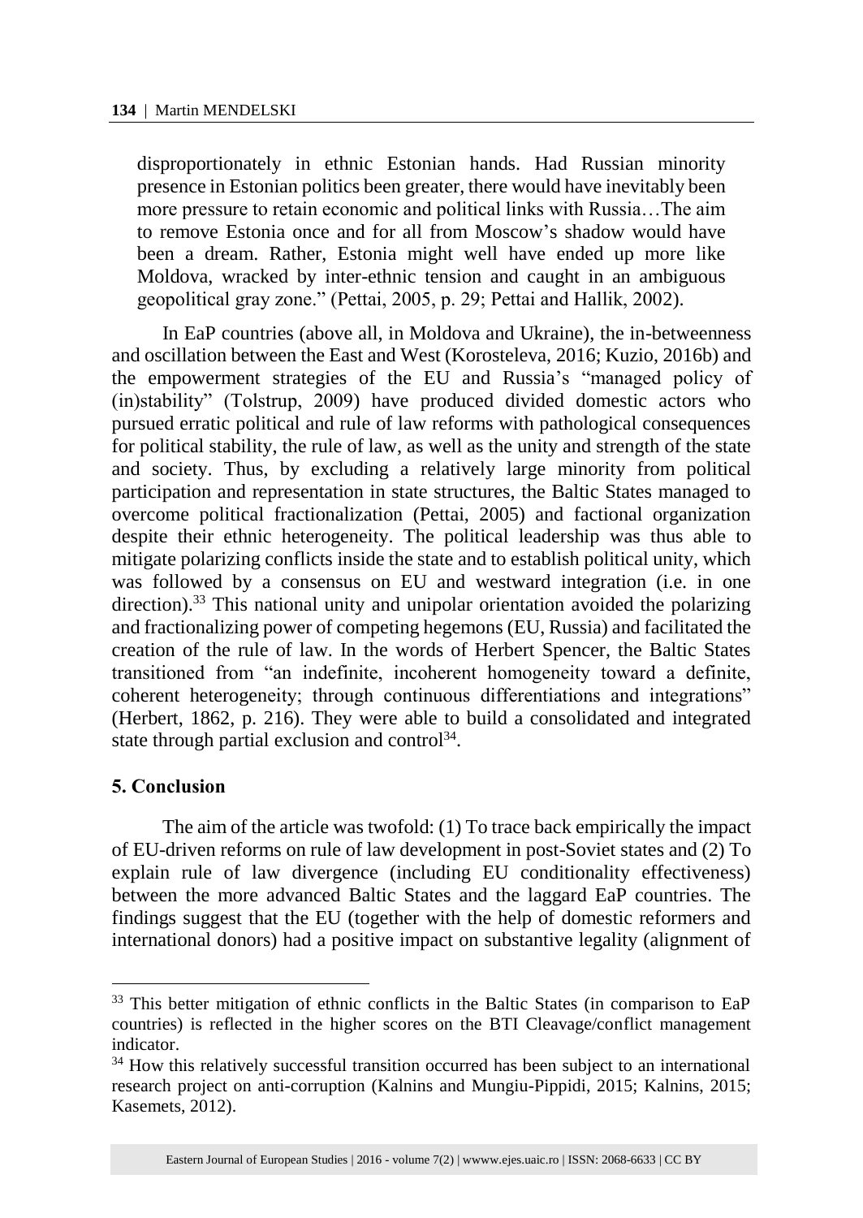disproportionately in ethnic Estonian hands. Had Russian minority presence in Estonian politics been greater, there would have inevitably been more pressure to retain economic and political links with Russia…The aim to remove Estonia once and for all from Moscow's shadow would have been a dream. Rather, Estonia might well have ended up more like Moldova, wracked by inter-ethnic tension and caught in an ambiguous geopolitical gray zone." (Pettai, 2005, p. 29; Pettai and Hallik, 2002).

In EaP countries (above all, in Moldova and Ukraine), the in-betweenness and oscillation between the East and West (Korosteleva, 2016; Kuzio, 2016b) and the empowerment strategies of the EU and Russia's "managed policy of (in)stability" (Tolstrup, 2009) have produced divided domestic actors who pursued erratic political and rule of law reforms with pathological consequences for political stability, the rule of law, as well as the unity and strength of the state and society. Thus, by excluding a relatively large minority from political participation and representation in state structures, the Baltic States managed to overcome political fractionalization (Pettai, 2005) and factional organization despite their ethnic heterogeneity. The political leadership was thus able to mitigate polarizing conflicts inside the state and to establish political unity, which was followed by a consensus on EU and westward integration (i.e. in one direction).[33] This national unity and unipolar orientation avoided the polarizing and fractionalizing power of competing hegemons (EU, Russia) and facilitated the creation of the rule of law. In the words of Herbert Spencer, the Baltic States transitioned from "an indefinite, incoherent homogeneity toward a definite, coherent heterogeneity; through continuous differentiations and integrations" (Herbert, 1862, p. 216). They were able to build a consolidated and integrated state through partial exclusion and control[34].

## 5. Conclusion

The aim of the article was twofold: (1) To trace back empirically the impact of EU-driven reforms on rule of law development in post-Soviet states and (2) To explain rule of law divergence (including EU conditionality effectiveness) between the more advanced Baltic States and the laggard EaP countries. The findings suggest that the EU (together with the help of domestic reformers and international donors) had a positive impact on substantive legality (alignment of

---

[33] This better mitigation of ethnic conflicts in the Baltic States (in comparison to EaP countries) is reflected in the higher scores on the BTI Cleavage/conflict management indicator.

[34] How this relatively successful transition occurred has been subject to an international research project on anti-corruption (Kalnins and Mungiu-Pippidi, 2015; Kalnins, 2015; Kasemets, 2012).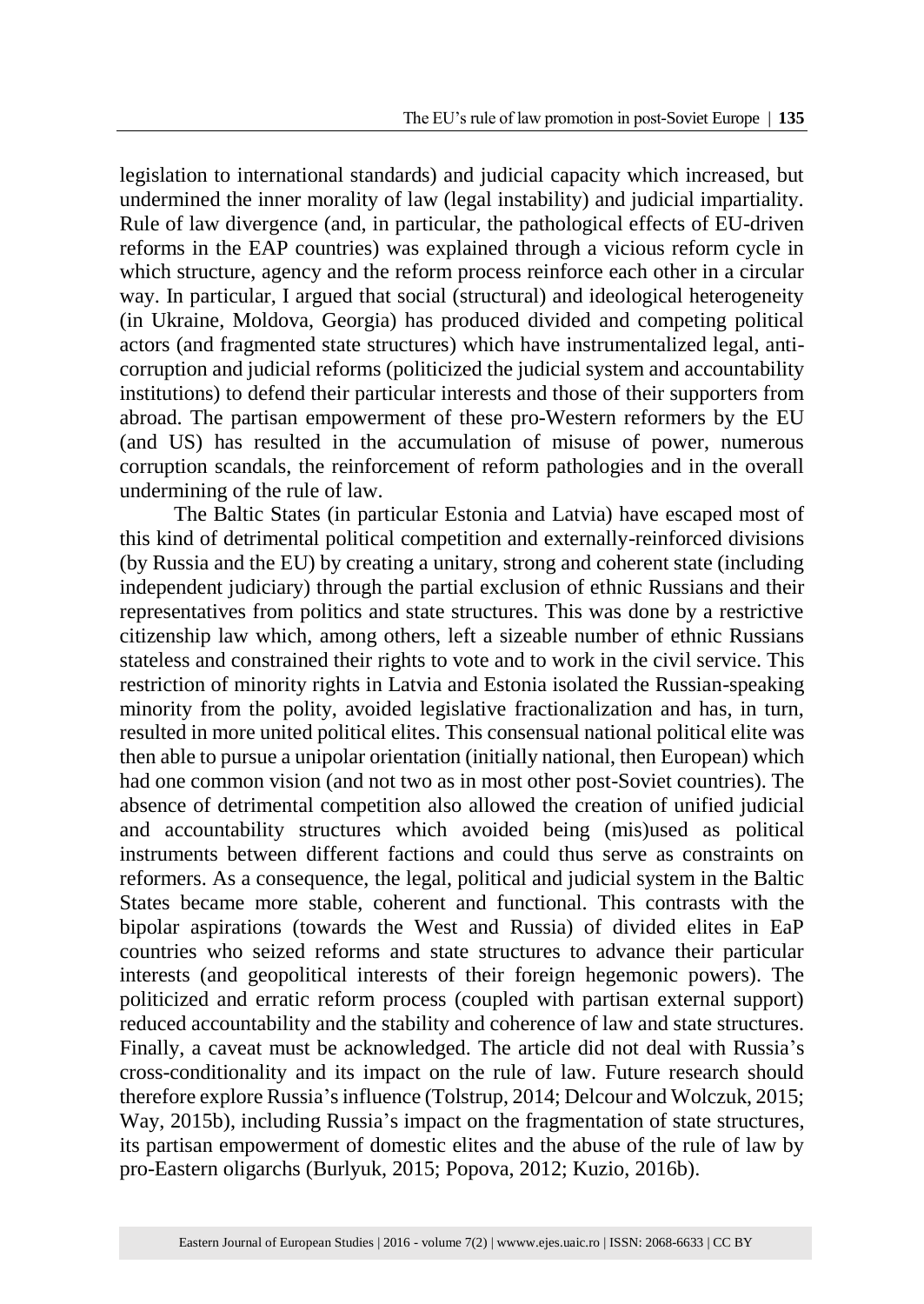legislation to international standards) and judicial capacity which increased, but undermined the inner morality of law (legal instability) and judicial impartiality. Rule of law divergence (and, in particular, the pathological effects of EU-driven reforms in the EAP countries) was explained through a vicious reform cycle in which structure, agency and the reform process reinforce each other in a circular way. In particular, I argued that social (structural) and ideological heterogeneity (in Ukraine, Moldova, Georgia) has produced divided and competing political actors (and fragmented state structures) which have instrumentalized legal, anti-corruption and judicial reforms (politicized the judicial system and accountability institutions) to defend their particular interests and those of their supporters from abroad. The partisan empowerment of these pro-Western reformers by the EU (and US) has resulted in the accumulation of misuse of power, numerous corruption scandals, the reinforcement of reform pathologies and in the overall undermining of the rule of law.

The Baltic States (in particular Estonia and Latvia) have escaped most of this kind of detrimental political competition and externally-reinforced divisions (by Russia and the EU) by creating a unitary, strong and coherent state (including independent judiciary) through the partial exclusion of ethnic Russians and their representatives from politics and state structures. This was done by a restrictive citizenship law which, among others, left a sizeable number of ethnic Russians stateless and constrained their rights to vote and to work in the civil service. This restriction of minority rights in Latvia and Estonia isolated the Russian-speaking minority from the polity, avoided legislative fractionalization and has, in turn, resulted in more united political elites. This consensual national political elite was then able to pursue a unipolar orientation (initially national, then European) which had one common vision (and not two as in most other post-Soviet countries). The absence of detrimental competition also allowed the creation of unified judicial and accountability structures which avoided being (mis)used as political instruments between different factions and could thus serve as constraints on reformers. As a consequence, the legal, political and judicial system in the Baltic States became more stable, coherent and functional. This contrasts with the bipolar aspirations (towards the West and Russia) of divided elites in EaP countries who seized reforms and state structures to advance their particular interests (and geopolitical interests of their foreign hegemonic powers). The politicized and erratic reform process (coupled with partisan external support) reduced accountability and the stability and coherence of law and state structures. Finally, a caveat must be acknowledged. The article did not deal with Russia's cross-conditionality and its impact on the rule of law. Future research should therefore explore Russia's influence (Tolstrup, 2014; Delcour and Wolczuk, 2015; Way, 2015b), including Russia's impact on the fragmentation of state structures, its partisan empowerment of domestic elites and the abuse of the rule of law by pro-Eastern oligarchs (Burlyuk, 2015; Popova, 2012; Kuzio, 2016b).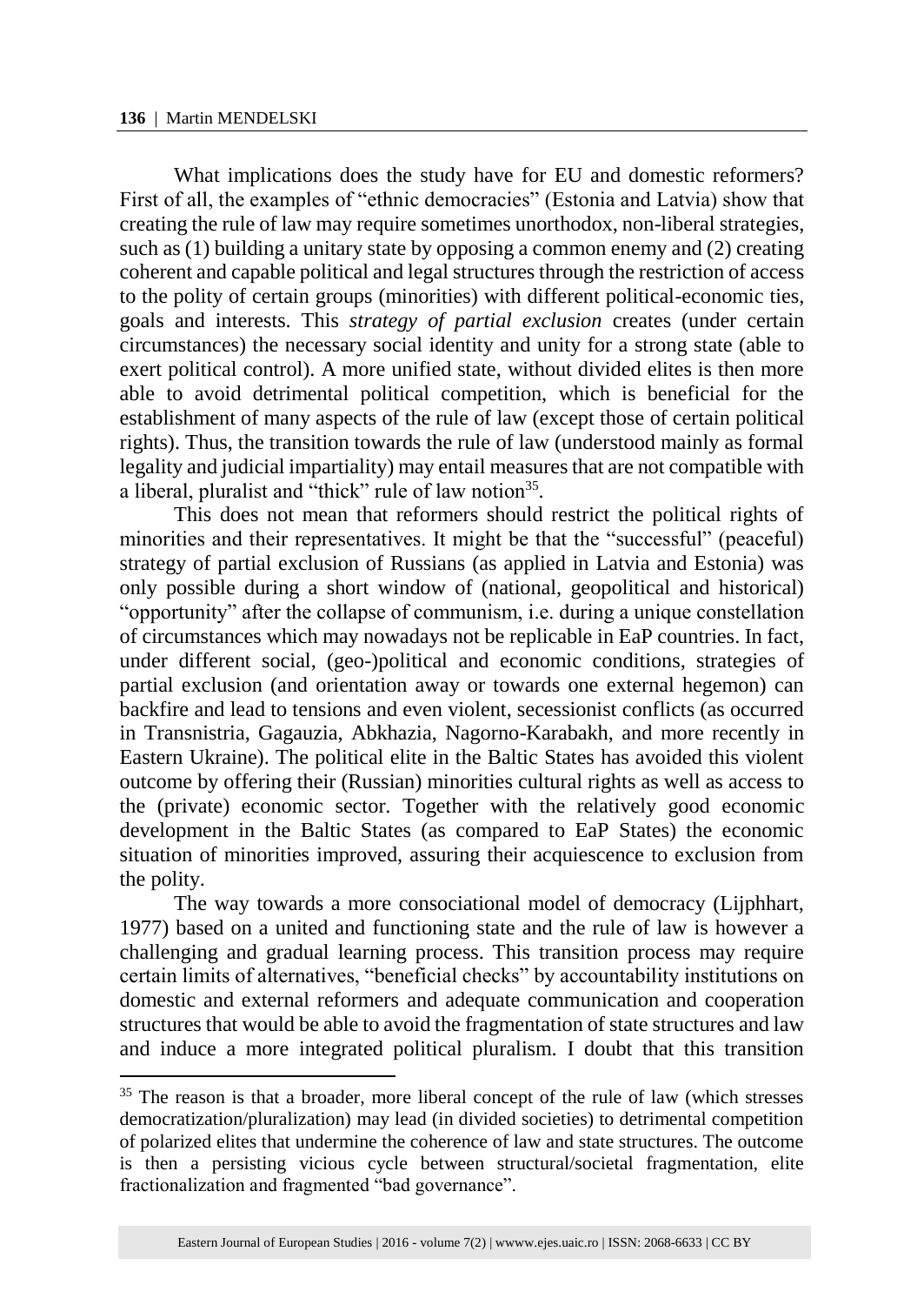What implications does the study have for EU and domestic reformers? First of all, the examples of "ethnic democracies" (Estonia and Latvia) show that creating the rule of law may require sometimes unorthodox, non-liberal strategies, such as (1) building a unitary state by opposing a common enemy and (2) creating coherent and capable political and legal structures through the restriction of access to the polity of certain groups (minorities) with different political-economic ties, goals and interests. This *strategy of partial exclusion* creates (under certain circumstances) the necessary social identity and unity for a strong state (able to exert political control). A more unified state, without divided elites is then more able to avoid detrimental political competition, which is beneficial for the establishment of many aspects of the rule of law (except those of certain political rights). Thus, the transition towards the rule of law (understood mainly as formal legality and judicial impartiality) may entail measures that are not compatible with a liberal, pluralist and "thick" rule of law notion[35].

This does not mean that reformers should restrict the political rights of minorities and their representatives. It might be that the "successful" (peaceful) strategy of partial exclusion of Russians (as applied in Latvia and Estonia) was only possible during a short window of (national, geopolitical and historical) "opportunity" after the collapse of communism, i.e. during a unique constellation of circumstances which may nowadays not be replicable in EaP countries. In fact, under different social, (geo-)political and economic conditions, strategies of partial exclusion (and orientation away or towards one external hegemon) can backfire and lead to tensions and even violent, secessionist conflicts (as occurred in Transnistria, Gagauzia, Abkhazia, Nagorno-Karabakh, and more recently in Eastern Ukraine). The political elite in the Baltic States has avoided this violent outcome by offering their (Russian) minorities cultural rights as well as access to the (private) economic sector. Together with the relatively good economic development in the Baltic States (as compared to EaP States) the economic situation of minorities improved, assuring their acquiescence to exclusion from the polity.

The way towards a more consociational model of democracy (Lijphhart, 1977) based on a united and functioning state and the rule of law is however a challenging and gradual learning process. This transition process may require certain limits of alternatives, "beneficial checks" by accountability institutions on domestic and external reformers and adequate communication and cooperation structures that would be able to avoid the fragmentation of state structures and law and induce a more integrated political pluralism. I doubt that this transition

---

[35] The reason is that a broader, more liberal concept of the rule of law (which stresses democratization/pluralization) may lead (in divided societies) to detrimental competition of polarized elites that undermine the coherence of law and state structures. The outcome is then a persisting vicious cycle between structural/societal fragmentation, elite fractionalization and fragmented "bad governance".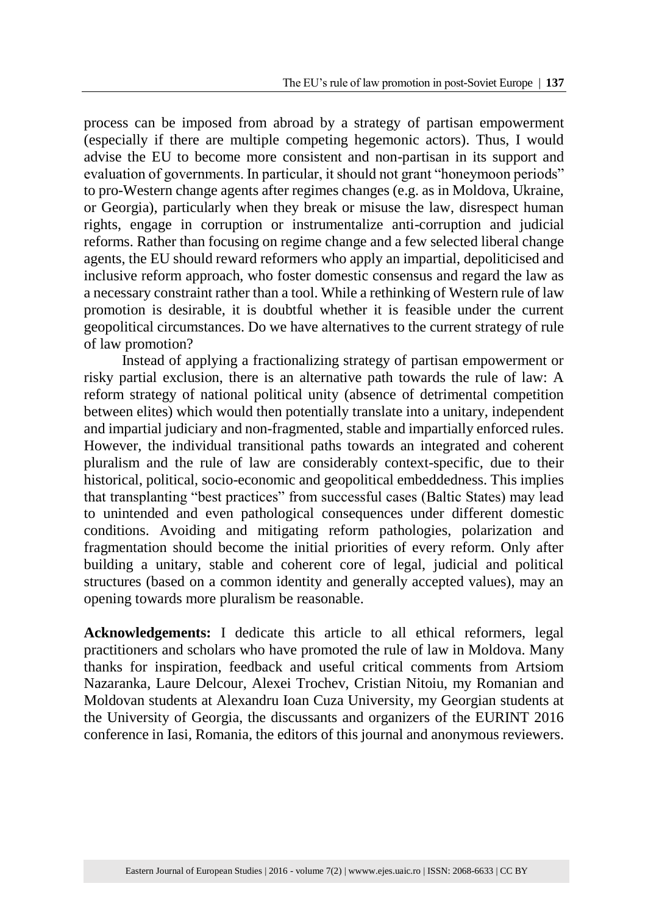process can be imposed from abroad by a strategy of partisan empowerment (especially if there are multiple competing hegemonic actors). Thus, I would advise the EU to become more consistent and non-partisan in its support and evaluation of governments. In particular, it should not grant "honeymoon periods" to pro-Western change agents after regimes changes (e.g. as in Moldova, Ukraine, or Georgia), particularly when they break or misuse the law, disrespect human rights, engage in corruption or instrumentalize anti-corruption and judicial reforms. Rather than focusing on regime change and a few selected liberal change agents, the EU should reward reformers who apply an impartial, depoliticised and inclusive reform approach, who foster domestic consensus and regard the law as a necessary constraint rather than a tool. While a rethinking of Western rule of law promotion is desirable, it is doubtful whether it is feasible under the current geopolitical circumstances. Do we have alternatives to the current strategy of rule of law promotion?

Instead of applying a fractionalizing strategy of partisan empowerment or risky partial exclusion, there is an alternative path towards the rule of law: A reform strategy of national political unity (absence of detrimental competition between elites) which would then potentially translate into a unitary, independent and impartial judiciary and non-fragmented, stable and impartially enforced rules. However, the individual transitional paths towards an integrated and coherent pluralism and the rule of law are considerably context-specific, due to their historical, political, socio-economic and geopolitical embeddedness. This implies that transplanting "best practices" from successful cases (Baltic States) may lead to unintended and even pathological consequences under different domestic conditions. Avoiding and mitigating reform pathologies, polarization and fragmentation should become the initial priorities of every reform. Only after building a unitary, stable and coherent core of legal, judicial and political structures (based on a common identity and generally accepted values), may an opening towards more pluralism be reasonable.

**Acknowledgements:** I dedicate this article to all ethical reformers, legal practitioners and scholars who have promoted the rule of law in Moldova. Many thanks for inspiration, feedback and useful critical comments from Artsiom Nazaranka, Laure Delcour, Alexei Trochev, Cristian Nitoiu, my Romanian and Moldovan students at Alexandru Ioan Cuza University, my Georgian students at the University of Georgia, the discussants and organizers of the EURINT 2016 conference in Iasi, Romania, the editors of this journal and anonymous reviewers.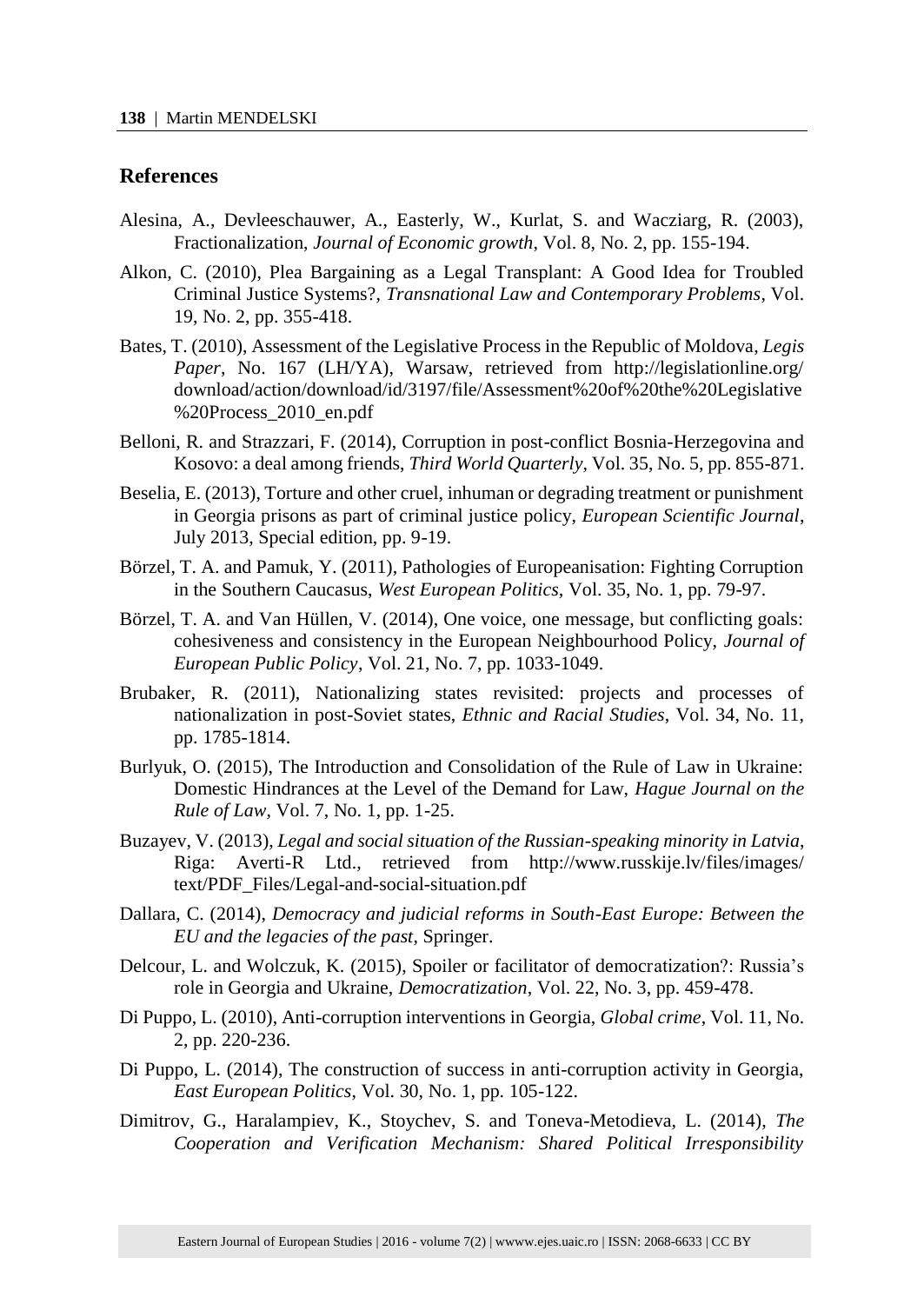## References

Alesina, A., Devleeschauwer, A., Easterly, W., Kurlat, S. and Wacziarg, R. (2003), Fractionalization, *Journal of Economic growth*, Vol. 8, No. 2, pp. 155-194.

Alkon, C. (2010), Plea Bargaining as a Legal Transplant: A Good Idea for Troubled Criminal Justice Systems?, *Transnational Law and Contemporary Problems*, Vol. 19, No. 2, pp. 355-418.

Bates, T. (2010), Assessment of the Legislative Process in the Republic of Moldova, *Legis Paper*, No. 167 (LH/YA), Warsaw, retrieved from http://legislationline.org/download/action/download/id/3197/file/Assessment%20of%20the%20Legislative%20Process_2010_en.pdf

Belloni, R. and Strazzari, F. (2014), Corruption in post-conflict Bosnia-Herzegovina and Kosovo: a deal among friends, *Third World Quarterly*, Vol. 35, No. 5, pp. 855-871.

Beselia, E. (2013), Torture and other cruel, inhuman or degrading treatment or punishment in Georgia prisons as part of criminal justice policy, *European Scientific Journal*, July 2013, Special edition, pp. 9-19.

Börzel, T. A. and Pamuk, Y. (2011), Pathologies of Europeanisation: Fighting Corruption in the Southern Caucasus, *West European Politics*, Vol. 35, No. 1, pp. 79-97.

Börzel, T. A. and Van Hüllen, V. (2014), One voice, one message, but conflicting goals: cohesiveness and consistency in the European Neighbourhood Policy, *Journal of European Public Policy*, Vol. 21, No. 7, pp. 1033-1049.

Brubaker, R. (2011), Nationalizing states revisited: projects and processes of nationalization in post-Soviet states, *Ethnic and Racial Studies*, Vol. 34, No. 11, pp. 1785-1814.

Burlyuk, O. (2015), The Introduction and Consolidation of the Rule of Law in Ukraine: Domestic Hindrances at the Level of the Demand for Law, *Hague Journal on the Rule of Law*, Vol. 7, No. 1, pp. 1-25.

Buzayev, V. (2013), *Legal and social situation of the Russian-speaking minority in Latvia*, Riga: Averti-R Ltd., retrieved from http://www.russkije.lv/files/images/text/PDF_Files/Legal-and-social-situation.pdf

Dallara, C. (2014), *Democracy and judicial reforms in South-East Europe: Between the EU and the legacies of the past*, Springer.

Delcour, L. and Wolczuk, K. (2015), Spoiler or facilitator of democratization?: Russia's role in Georgia and Ukraine, *Democratization*, Vol. 22, No. 3, pp. 459-478.

Di Puppo, L. (2010), Anti-corruption interventions in Georgia, *Global crime*, Vol. 11, No. 2, pp. 220-236.

Di Puppo, L. (2014), The construction of success in anti-corruption activity in Georgia, *East European Politics*, Vol. 30, No. 1, pp. 105-122.

Dimitrov, G., Haralampiev, K., Stoychev, S. and Toneva-Metodieva, L. (2014), *The Cooperation and Verification Mechanism: Shared Political Irresponsibility*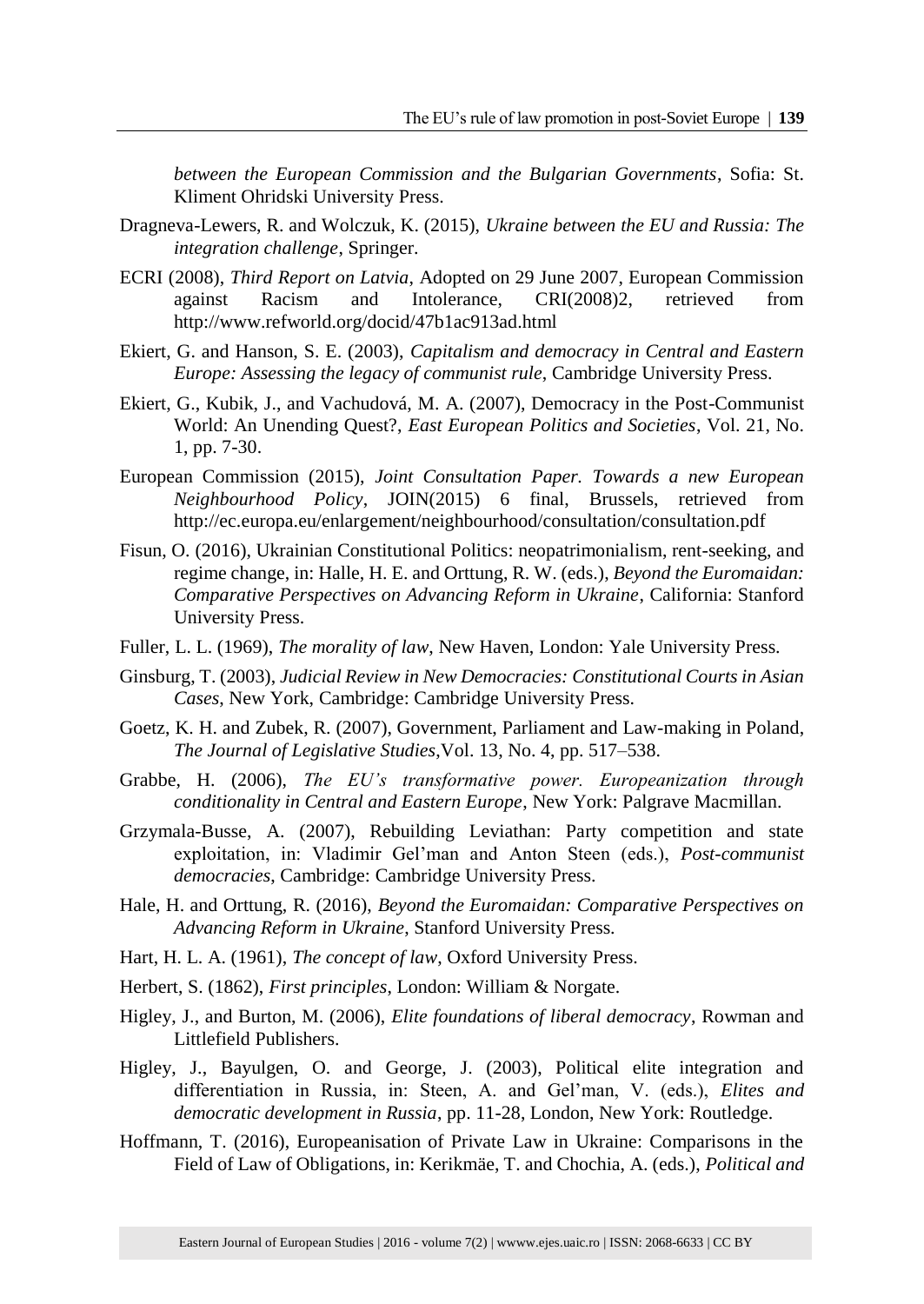*between the European Commission and the Bulgarian Governments*, Sofia: St. Kliment Ohridski University Press.

Dragneva-Lewers, R. and Wolczuk, K. (2015), *Ukraine between the EU and Russia: The integration challenge*, Springer.

ECRI (2008), *Third Report on Latvia*, Adopted on 29 June 2007, European Commission against Racism and Intolerance, CRI(2008)2, retrieved from http://www.refworld.org/docid/47b1ac913ad.html

Ekiert, G. and Hanson, S. E. (2003), *Capitalism and democracy in Central and Eastern Europe: Assessing the legacy of communist rule*, Cambridge University Press.

Ekiert, G., Kubik, J., and Vachudová, M. A. (2007), Democracy in the Post-Communist World: An Unending Quest?, *East European Politics and Societies*, Vol. 21, No. 1, pp. 7-30.

European Commission (2015), *Joint Consultation Paper. Towards a new European Neighbourhood Policy*, JOIN(2015) 6 final, Brussels, retrieved from http://ec.europa.eu/enlargement/neighbourhood/consultation/consultation.pdf

Fisun, O. (2016), Ukrainian Constitutional Politics: neopatrimonialism, rent-seeking, and regime change, in: Halle, H. E. and Orttung, R. W. (eds.), *Beyond the Euromaidan: Comparative Perspectives on Advancing Reform in Ukraine*, California: Stanford University Press.

Fuller, L. L. (1969), *The morality of law*, New Haven, London: Yale University Press.

Ginsburg, T. (2003), *Judicial Review in New Democracies: Constitutional Courts in Asian Cases*, New York, Cambridge: Cambridge University Press.

Goetz, K. H. and Zubek, R. (2007), Government, Parliament and Law-making in Poland, *The Journal of Legislative Studies*,Vol. 13, No. 4, pp. 517–538.

Grabbe, H. (2006), *The EU's transformative power. Europeanization through conditionality in Central and Eastern Europe*, New York: Palgrave Macmillan.

Grzymala-Busse, A. (2007), Rebuilding Leviathan: Party competition and state exploitation, in: Vladimir Gel'man and Anton Steen (eds.), *Post-communist democracies*, Cambridge: Cambridge University Press.

Hale, H. and Orttung, R. (2016), *Beyond the Euromaidan: Comparative Perspectives on Advancing Reform in Ukraine*, Stanford University Press.

Hart, H. L. A. (1961), *The concept of law*, Oxford University Press.

Herbert, S. (1862), *First principles*, London: William & Norgate.

Higley, J., and Burton, M. (2006), *Elite foundations of liberal democracy*, Rowman and Littlefield Publishers.

Higley, J., Bayulgen, O. and George, J. (2003), Political elite integration and differentiation in Russia, in: Steen, A. and Gel'man, V. (eds.), *Elites and democratic development in Russia*, pp. 11-28, London, New York: Routledge.

Hoffmann, T. (2016), Europeanisation of Private Law in Ukraine: Comparisons in the Field of Law of Obligations, in: Kerikmäe, T. and Chochia, A. (eds.), *Political and*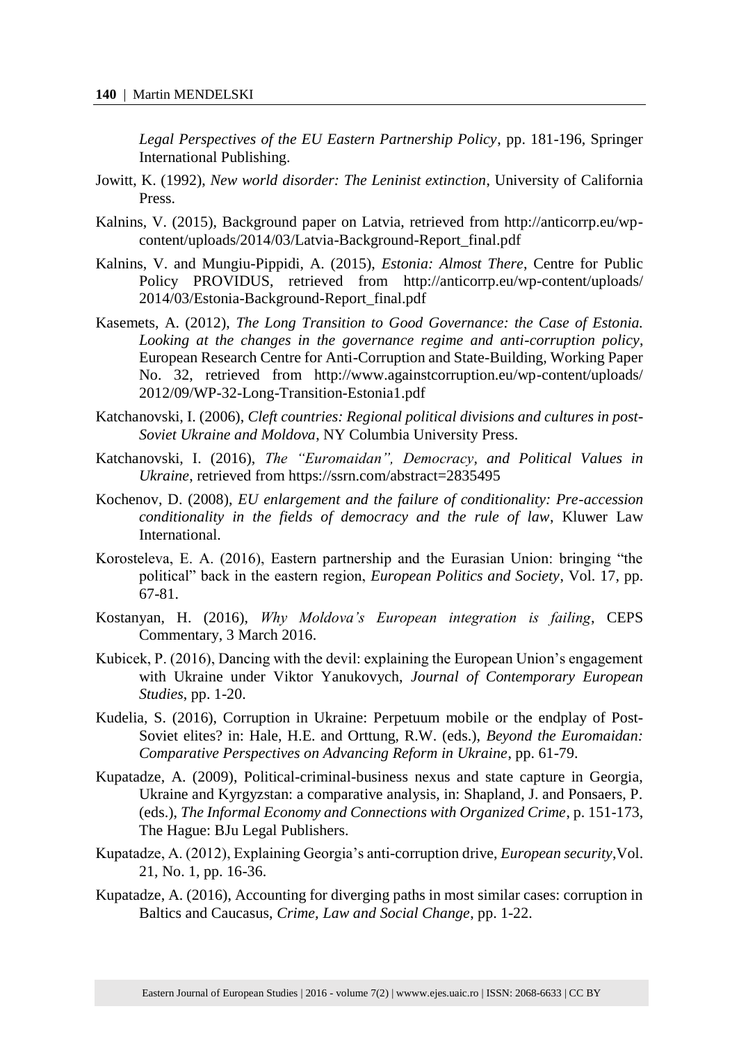*Legal Perspectives of the EU Eastern Partnership Policy*, pp. 181-196, Springer International Publishing.

Jowitt, K. (1992), *New world disorder: The Leninist extinction*, University of California Press.

Kalnins, V. (2015), Background paper on Latvia, retrieved from http://anticorrp.eu/wp-content/uploads/2014/03/Latvia-Background-Report_final.pdf

Kalnins, V. and Mungiu-Pippidi, A. (2015), *Estonia: Almost There*, Centre for Public Policy PROVIDUS, retrieved from http://anticorrp.eu/wp-content/uploads/2014/03/Estonia-Background-Report_final.pdf

Kasemets, A. (2012), *The Long Transition to Good Governance: the Case of Estonia. Looking at the changes in the governance regime and anti-corruption policy*, European Research Centre for Anti-Corruption and State-Building, Working Paper No. 32, retrieved from http://www.againstcorruption.eu/wp-content/uploads/2012/09/WP-32-Long-Transition-Estonia1.pdf

Katchanovski, I. (2006), *Cleft countries: Regional political divisions and cultures in post-Soviet Ukraine and Moldova*, NY Columbia University Press.

Katchanovski, I. (2016), *The "Euromaidan", Democracy, and Political Values in Ukraine*, retrieved from https://ssrn.com/abstract=2835495

Kochenov, D. (2008), *EU enlargement and the failure of conditionality: Pre-accession conditionality in the fields of democracy and the rule of law*, Kluwer Law International.

Korosteleva, E. A. (2016), Eastern partnership and the Eurasian Union: bringing "the political" back in the eastern region, *European Politics and Society*, Vol. 17, pp. 67-81.

Kostanyan, H. (2016), *Why Moldova's European integration is failing*, CEPS Commentary, 3 March 2016.

Kubicek, P. (2016), Dancing with the devil: explaining the European Union's engagement with Ukraine under Viktor Yanukovych, *Journal of Contemporary European Studies*, pp. 1-20.

Kudelia, S. (2016), Corruption in Ukraine: Perpetuum mobile or the endplay of Post-Soviet elites? in: Hale, H.E. and Orttung, R.W. (eds.), *Beyond the Euromaidan: Comparative Perspectives on Advancing Reform in Ukraine*, pp. 61-79.

Kupatadze, A. (2009), Political-criminal-business nexus and state capture in Georgia, Ukraine and Kyrgyzstan: a comparative analysis, in: Shapland, J. and Ponsaers, P. (eds.), *The Informal Economy and Connections with Organized Crime*, p. 151-173, The Hague: BJu Legal Publishers.

Kupatadze, A. (2012), Explaining Georgia's anti-corruption drive, *European security*,Vol. 21, No. 1, pp. 16-36.

Kupatadze, A. (2016), Accounting for diverging paths in most similar cases: corruption in Baltics and Caucasus, *Crime, Law and Social Change*, pp. 1-22.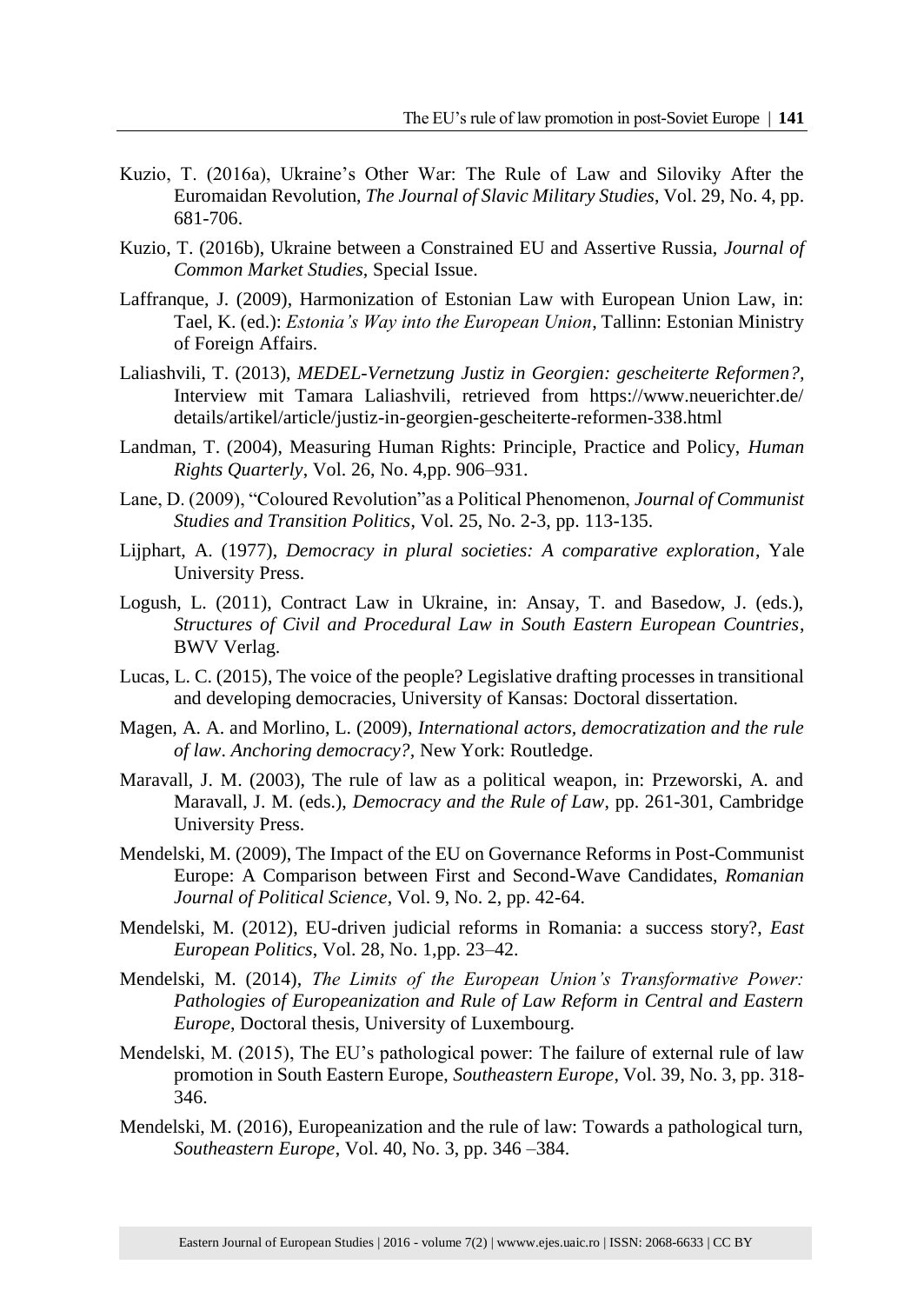Kuzio, T. (2016a), Ukraine's Other War: The Rule of Law and Siloviky After the Euromaidan Revolution, *The Journal of Slavic Military Studies*, Vol. 29, No. 4, pp. 681-706.

Kuzio, T. (2016b), Ukraine between a Constrained EU and Assertive Russia, *Journal of Common Market Studies*, Special Issue.

Laffranque, J. (2009), Harmonization of Estonian Law with European Union Law, in: Tael, K. (ed.): *Estonia's Way into the European Union*, Tallinn: Estonian Ministry of Foreign Affairs.

Laliashvili, T. (2013), *MEDEL-Vernetzung Justiz in Georgien: gescheiterte Reformen?*, Interview mit Tamara Laliashvili, retrieved from https://www.neuerichter.de/details/artikel/article/justiz-in-georgien-gescheiterte-reformen-338.html

Landman, T. (2004), Measuring Human Rights: Principle, Practice and Policy, *Human Rights Quarterly*, Vol. 26, No. 4,pp. 906–931.

Lane, D. (2009), "Coloured Revolution"as a Political Phenomenon, *Journal of Communist Studies and Transition Politics*, Vol. 25, No. 2-3, pp. 113-135.

Lijphart, A. (1977), *Democracy in plural societies: A comparative exploration*, Yale University Press.

Logush, L. (2011), Contract Law in Ukraine, in: Ansay, T. and Basedow, J. (eds.), *Structures of Civil and Procedural Law in South Eastern European Countries*, BWV Verlag.

Lucas, L. C. (2015), The voice of the people? Legislative drafting processes in transitional and developing democracies, University of Kansas: Doctoral dissertation.

Magen, A. A. and Morlino, L. (2009), *International actors, democratization and the rule of law*. *Anchoring democracy?*, New York: Routledge.

Maravall, J. M. (2003), The rule of law as a political weapon, in: Przeworski, A. and Maravall, J. M. (eds.), *Democracy and the Rule of Law*, pp. 261-301, Cambridge University Press.

Mendelski, M. (2009), The Impact of the EU on Governance Reforms in Post-Communist Europe: A Comparison between First and Second-Wave Candidates, *Romanian Journal of Political Science*, Vol. 9, No. 2, pp. 42-64.

Mendelski, M. (2012), EU-driven judicial reforms in Romania: a success story?, *East European Politics*, Vol. 28, No. 1,pp. 23–42.

Mendelski, M. (2014), *The Limits of the European Union's Transformative Power: Pathologies of Europeanization and Rule of Law Reform in Central and Eastern Europe*, Doctoral thesis, University of Luxembourg.

Mendelski, M. (2015), The EU's pathological power: The failure of external rule of law promotion in South Eastern Europe, *Southeastern Europe*, Vol. 39, No. 3, pp. 318-346.

Mendelski, M. (2016), Europeanization and the rule of law: Towards a pathological turn, *Southeastern Europe*, Vol. 40, No. 3, pp. 346 –384.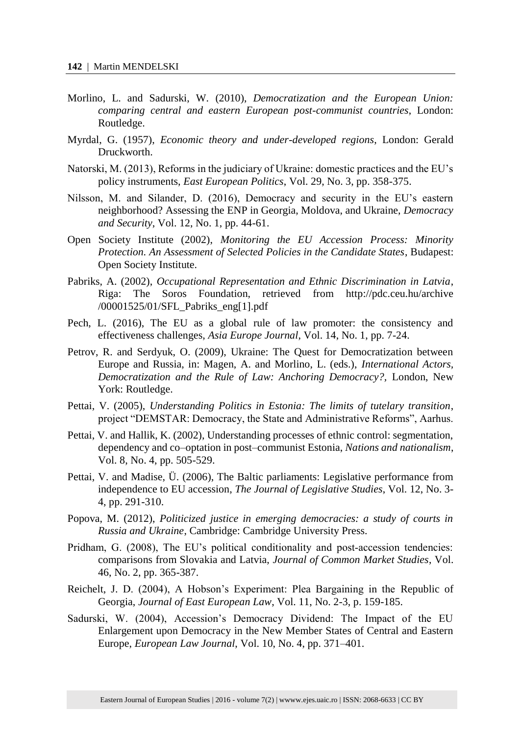Morlino, L. and Sadurski, W. (2010), *Democratization and the European Union: comparing central and eastern European post-communist countries*, London: Routledge.

Myrdal, G. (1957), *Economic theory and under-developed regions*, London: Gerald Druckworth.

Natorski, M. (2013), Reforms in the judiciary of Ukraine: domestic practices and the EU's policy instruments, *East European Politics*, Vol. 29, No. 3, pp. 358-375.

Nilsson, M. and Silander, D. (2016), Democracy and security in the EU's eastern neighborhood? Assessing the ENP in Georgia, Moldova, and Ukraine, *Democracy and Security*, Vol. 12, No. 1, pp. 44-61.

Open Society Institute (2002), *Monitoring the EU Accession Process: Minority Protection. An Assessment of Selected Policies in the Candidate States*, Budapest: Open Society Institute.

Pabriks, A. (2002), *Occupational Representation and Ethnic Discrimination in Latvia*, Riga: The Soros Foundation, retrieved from http://pdc.ceu.hu/archive /00001525/01/SFL_Pabriks_eng[1].pdf

Pech, L. (2016), The EU as a global rule of law promoter: the consistency and effectiveness challenges, *Asia Europe Journal*, Vol. 14, No. 1, pp. 7-24.

Petrov, R. and Serdyuk, O. (2009), Ukraine: The Quest for Democratization between Europe and Russia, in: Magen, A. and Morlino, L. (eds.), *International Actors, Democratization and the Rule of Law: Anchoring Democracy?*, London, New York: Routledge.

Pettai, V. (2005), *Understanding Politics in Estonia: The limits of tutelary transition*, project "DEMSTAR: Democracy, the State and Administrative Reforms", Aarhus.

Pettai, V. and Hallik, K. (2002), Understanding processes of ethnic control: segmentation, dependency and co–optation in post–communist Estonia, *Nations and nationalism*, Vol. 8, No. 4, pp. 505-529.

Pettai, V. and Madise, Ü. (2006), The Baltic parliaments: Legislative performance from independence to EU accession, *The Journal of Legislative Studies*, Vol. 12, No. 3-4, pp. 291-310.

Popova, M. (2012), *Politicized justice in emerging democracies: a study of courts in Russia and Ukraine*, Cambridge: Cambridge University Press.

Pridham, G. (2008), The EU's political conditionality and post-accession tendencies: comparisons from Slovakia and Latvia, *Journal of Common Market Studies*, Vol. 46, No. 2, pp. 365-387.

Reichelt, J. D. (2004), A Hobson's Experiment: Plea Bargaining in the Republic of Georgia, *Journal of East European Law*, Vol. 11, No. 2-3, p. 159-185.

Sadurski, W. (2004), Accession's Democracy Dividend: The Impact of the EU Enlargement upon Democracy in the New Member States of Central and Eastern Europe, *European Law Journal*, Vol. 10, No. 4, pp. 371–401.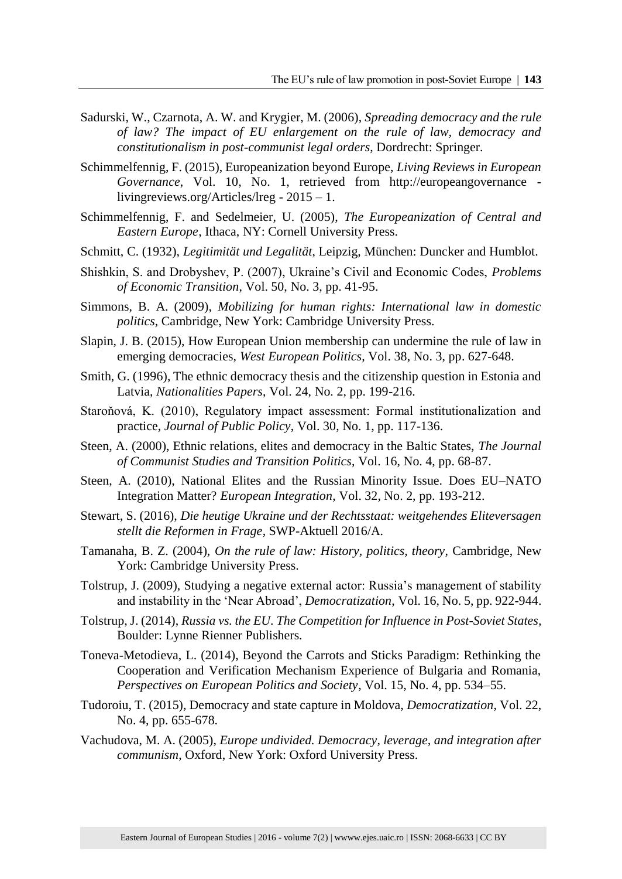Sadurski, W., Czarnota, A. W. and Krygier, M. (2006), *Spreading democracy and the rule of law? The impact of EU enlargement on the rule of law, democracy and constitutionalism in post-communist legal orders*, Dordrecht: Springer.

Schimmelfennig, F. (2015), Europeanization beyond Europe, *Living Reviews in European Governance*, Vol. 10, No. 1, retrieved from http://europeangovernance - livingreviews.org/Articles/lreg - 2015 – 1.

Schimmelfennig, F. and Sedelmeier, U. (2005), *The Europeanization of Central and Eastern Europe*, Ithaca, NY: Cornell University Press.

Schmitt, C. (1932), *Legitimität und Legalität*, Leipzig, München: Duncker and Humblot.

Shishkin, S. and Drobyshev, P. (2007), Ukraine's Civil and Economic Codes, *Problems of Economic Transition*, Vol. 50, No. 3, pp. 41-95.

Simmons, B. A. (2009), *Mobilizing for human rights: International law in domestic politics*, Cambridge, New York: Cambridge University Press.

Slapin, J. B. (2015), How European Union membership can undermine the rule of law in emerging democracies, *West European Politics*, Vol. 38, No. 3, pp. 627-648.

Smith, G. (1996), The ethnic democracy thesis and the citizenship question in Estonia and Latvia, *Nationalities Papers*, Vol. 24, No. 2, pp. 199-216.

Staroňová, K. (2010), Regulatory impact assessment: Formal institutionalization and practice, *Journal of Public Policy*, Vol. 30, No. 1, pp. 117-136.

Steen, A. (2000), Ethnic relations, elites and democracy in the Baltic States, *The Journal of Communist Studies and Transition Politics*, Vol. 16, No. 4, pp. 68-87.

Steen, A. (2010), National Elites and the Russian Minority Issue. Does EU–NATO Integration Matter? *European Integration*, Vol. 32, No. 2, pp. 193-212.

Stewart, S. (2016), *Die heutige Ukraine und der Rechtsstaat: weitgehendes Eliteversagen stellt die Reformen in Frage*, SWP-Aktuell 2016/A.

Tamanaha, B. Z. (2004), *On the rule of law: History, politics, theory*, Cambridge, New York: Cambridge University Press.

Tolstrup, J. (2009), Studying a negative external actor: Russia's management of stability and instability in the 'Near Abroad', *Democratization*, Vol. 16, No. 5, pp. 922-944.

Tolstrup, J. (2014), *Russia vs. the EU. The Competition for Influence in Post-Soviet States*, Boulder: Lynne Rienner Publishers.

Toneva-Metodieva, L. (2014), Beyond the Carrots and Sticks Paradigm: Rethinking the Cooperation and Verification Mechanism Experience of Bulgaria and Romania, *Perspectives on European Politics and Society*, Vol. 15, No. 4, pp. 534–55.

Tudoroiu, T. (2015), Democracy and state capture in Moldova, *Democratization*, Vol. 22, No. 4, pp. 655-678.

Vachudova, M. A. (2005), *Europe undivided. Democracy, leverage, and integration after communism*, Oxford, New York: Oxford University Press.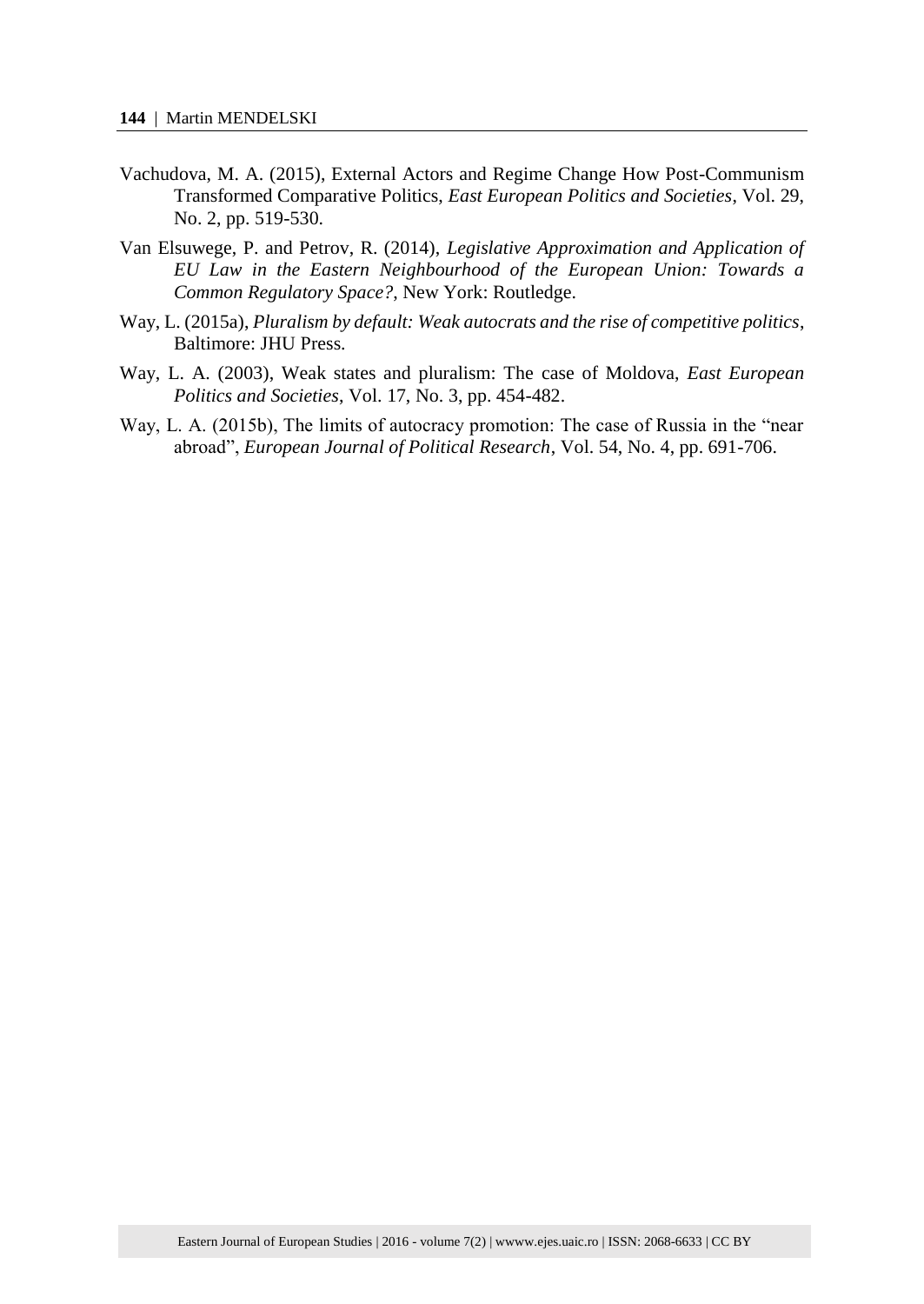Vachudova, M. A. (2015), External Actors and Regime Change How Post-Communism Transformed Comparative Politics, *East European Politics and Societies*, Vol. 29, No. 2, pp. 519-530.

Van Elsuwege, P. and Petrov, R. (2014), *Legislative Approximation and Application of EU Law in the Eastern Neighbourhood of the European Union: Towards a Common Regulatory Space?*, New York: Routledge.

Way, L. (2015a), *Pluralism by default: Weak autocrats and the rise of competitive politics*, Baltimore: JHU Press.

Way, L. A. (2003), Weak states and pluralism: The case of Moldova, *East European Politics and Societies*, Vol. 17, No. 3, pp. 454-482.

Way, L. A. (2015b), The limits of autocracy promotion: The case of Russia in the "near abroad", *European Journal of Political Research*, Vol. 54, No. 4, pp. 691-706.